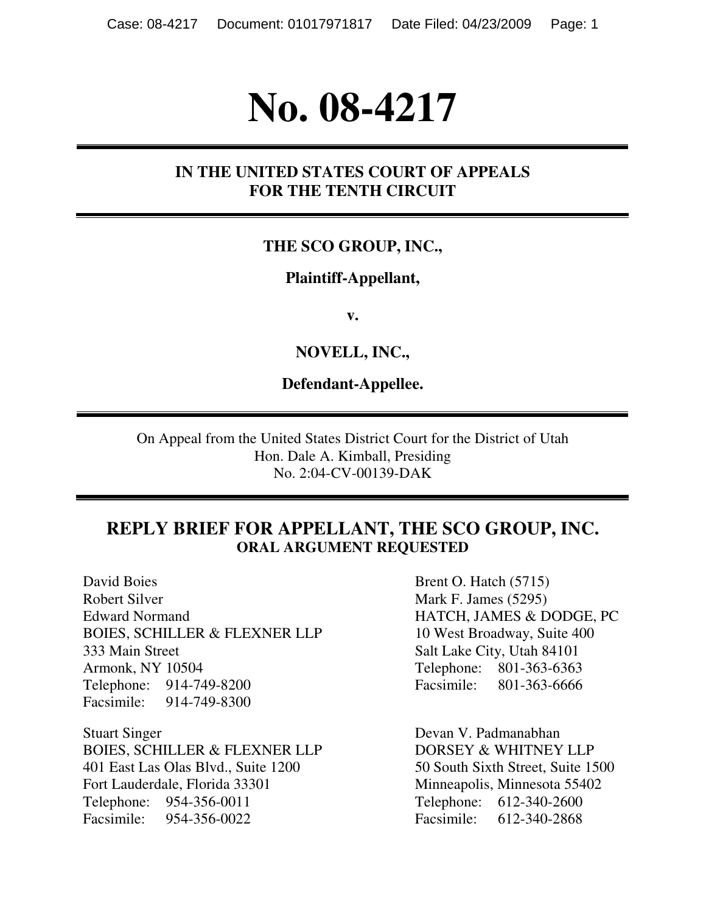# No. 08-4217

**IN THE UNITED STATES COURT OF APPEALS FOR THE TENTH CIRCUIT**

**THE SCO GROUP, INC.,**

**Plaintiff-Appellant,**

**v.**

**NOVELL, INC.,**

**Defendant-Appellee.**

On Appeal from the United States District Court for the District of Utah
Hon. Dale A. Kimball, Presiding
No. 2:04-CV-00139-DAK

## REPLY BRIEF FOR APPELLANT, THE SCO GROUP, INC.

**ORAL ARGUMENT REQUESTED**

David Boies
Robert Silver
Edward Normand
BOIES, SCHILLER & FLEXNER LLP
333 Main Street
Armonk, NY 10504
Telephone: 914-749-8200
Facsimile: 914-749-8300

Stuart Singer
BOIES, SCHILLER & FLEXNER LLP
401 East Las Olas Blvd., Suite 1200
Fort Lauderdale, Florida 33301
Telephone: 954-356-0011
Facsimile: 954-356-0022

Brent O. Hatch (5715)
Mark F. James (5295)
HATCH, JAMES & DODGE, PC
10 West Broadway, Suite 400
Salt Lake City, Utah 84101
Telephone: 801-363-6363
Facsimile: 801-363-6666

Devan V. Padmanabhan
DORSEY & WHITNEY LLP
50 South Sixth Street, Suite 1500
Minneapolis, Minnesota 55402
Telephone: 612-340-2600
Facsimile: 612-340-2868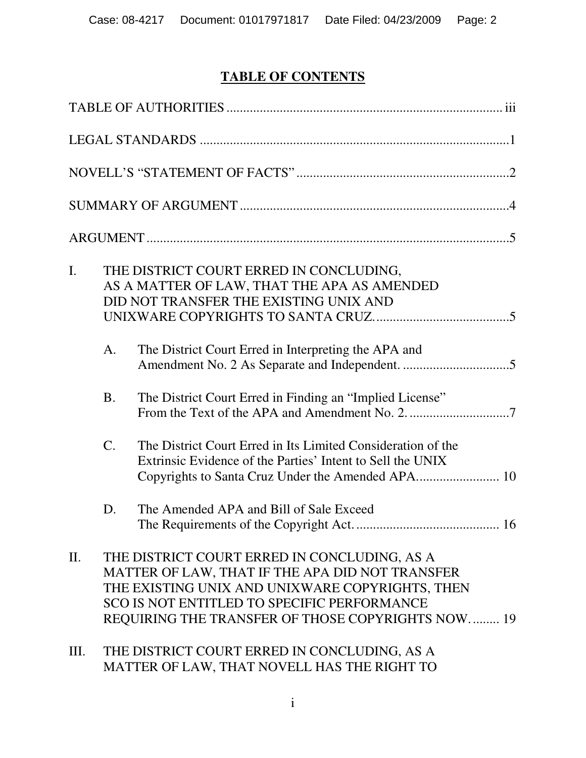# TABLE OF CONTENTS

TABLE OF AUTHORITIES .................................................................................. iii

LEGAL STANDARDS ............................................................................................1

NOVELL'S "STATEMENT OF FACTS" ...............................................................2

SUMMARY OF ARGUMENT ................................................................................4

ARGUMENT ............................................................................................................5

I. THE DISTRICT COURT ERRED IN CONCLUDING, AS A MATTER OF LAW, THAT THE APA AS AMENDED DID NOT TRANSFER THE EXISTING UNIX AND UNIXWARE COPYRIGHTS TO SANTA CRUZ. .......................................5

   A. The District Court Erred in Interpreting the APA and Amendment No. 2 As Separate and Independent. ................................5

   B. The District Court Erred in Finding an "Implied License" From the Text of the APA and Amendment No. 2. .............................7

   C. The District Court Erred in Its Limited Consideration of the Extrinsic Evidence of the Parties' Intent to Sell the UNIX Copyrights to Santa Cruz Under the Amended APA......................... 10

   D. The Amended APA and Bill of Sale Exceed The Requirements of the Copyright Act. .......................................... 16

II. THE DISTRICT COURT ERRED IN CONCLUDING, AS A MATTER OF LAW, THAT IF THE APA DID NOT TRANSFER THE EXISTING UNIX AND UNIXWARE COPYRIGHTS, THEN SCO IS NOT ENTITLED TO SPECIFIC PERFORMANCE REQUIRING THE TRANSFER OF THOSE COPYRIGHTS NOW. ........ 19

III. THE DISTRICT COURT ERRED IN CONCLUDING, AS A MATTER OF LAW, THAT NOVELL HAS THE RIGHT TO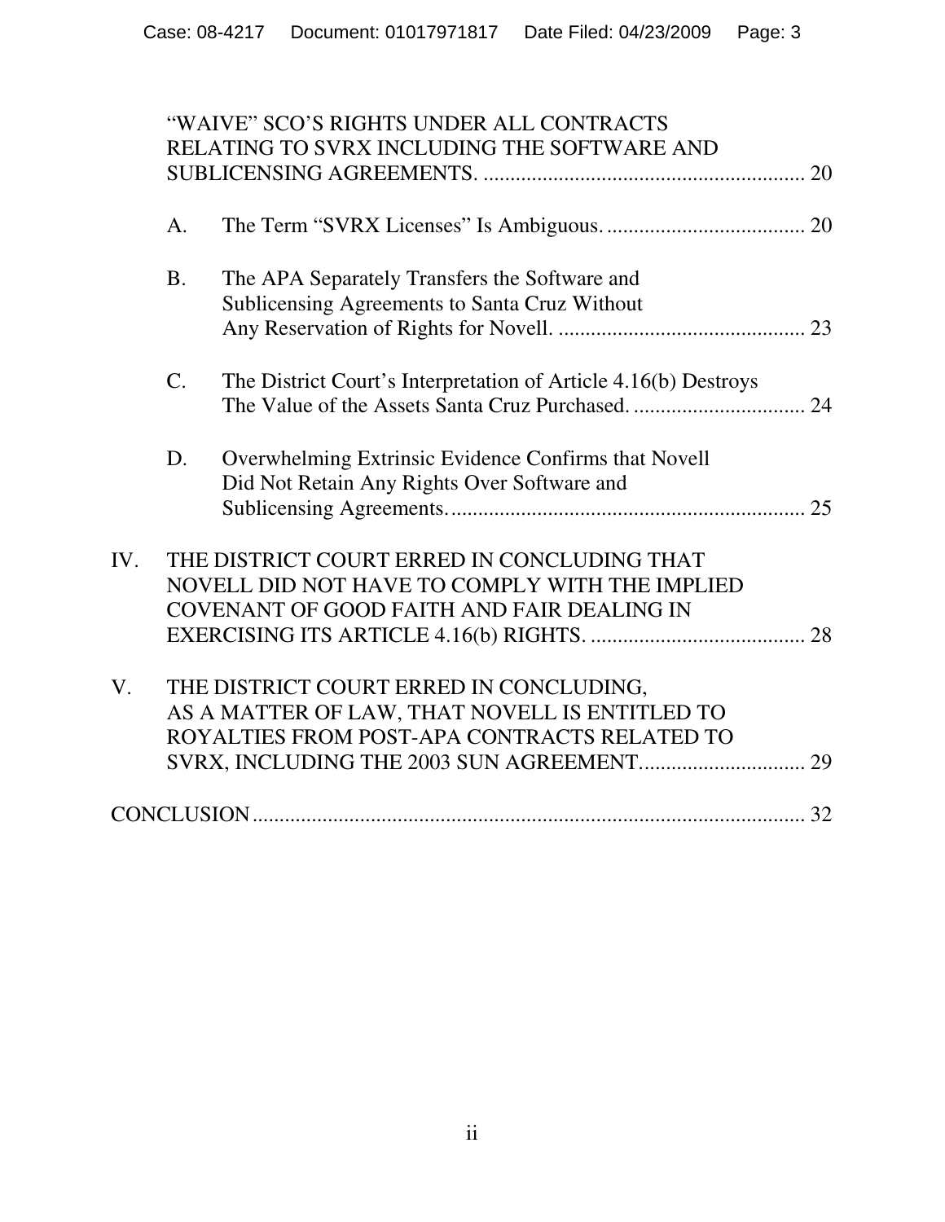"WAIVE" SCO'S RIGHTS UNDER ALL CONTRACTS RELATING TO SVRX INCLUDING THE SOFTWARE AND SUBLICENSING AGREEMENTS. ........................................................... 20

A. The Term "SVRX Licenses" Is Ambiguous. ..................................... 20

B. The APA Separately Transfers the Software and Sublicensing Agreements to Santa Cruz Without Any Reservation of Rights for Novell. ............................................. 23

C. The District Court's Interpretation of Article 4.16(b) Destroys The Value of the Assets Santa Cruz Purchased. ................................ 24

D. Overwhelming Extrinsic Evidence Confirms that Novell Did Not Retain Any Rights Over Software and Sublicensing Agreements. .................................................................. 25

IV. THE DISTRICT COURT ERRED IN CONCLUDING THAT NOVELL DID NOT HAVE TO COMPLY WITH THE IMPLIED COVENANT OF GOOD FAITH AND FAIR DEALING IN EXERCISING ITS ARTICLE 4.16(b) RIGHTS. ........................................ 28

V. THE DISTRICT COURT ERRED IN CONCLUDING, AS A MATTER OF LAW, THAT NOVELL IS ENTITLED TO ROYALTIES FROM POST-APA CONTRACTS RELATED TO SVRX, INCLUDING THE 2003 SUN AGREEMENT. .............................. 29

CONCLUSION ....................................................................................... 32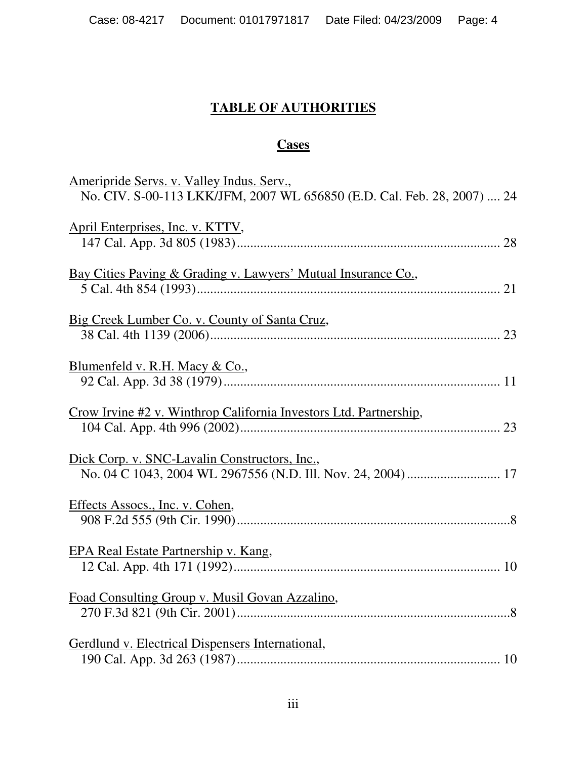# TABLE OF AUTHORITIES

## Cases

Ameripride Servs. v. Valley Indus. Serv.,
No. CIV. S-00-113 LKK/JFM, 2007 WL 656850 (E.D. Cal. Feb. 28, 2007) .... 24

April Enterprises, Inc. v. KTTV,
147 Cal. App. 3d 805 (1983) ............................................................................ 28

Bay Cities Paving & Grading v. Lawyers' Mutual Insurance Co.,
5 Cal. 4th 854 (1993) ........................................................................................ 21

Big Creek Lumber Co. v. County of Santa Cruz,
38 Cal. 4th 1139 (2006) .................................................................................... 23

Blumenfeld v. R.H. Macy & Co.,
92 Cal. App. 3d 38 (1979) ................................................................................. 11

Crow Irvine #2 v. Winthrop California Investors Ltd. Partnership,
104 Cal. App. 4th 996 (2002) ............................................................................ 23

Dick Corp. v. SNC-Lavalin Constructors, Inc.,
No. 04 C 1043, 2004 WL 2967556 (N.D. Ill. Nov. 24, 2004) ........................... 17

Effects Assocs., Inc. v. Cohen,
908 F.2d 555 (9th Cir. 1990) ...............................................................................8

EPA Real Estate Partnership v. Kang,
12 Cal. App. 4th 171 (1992) .............................................................................. 10

Foad Consulting Group v. Musil Govan Azzalino,
270 F.3d 821 (9th Cir. 2001) ...............................................................................8

Gerdlund v. Electrical Dispensers International,
190 Cal. App. 3d 263 (1987) ............................................................................. 10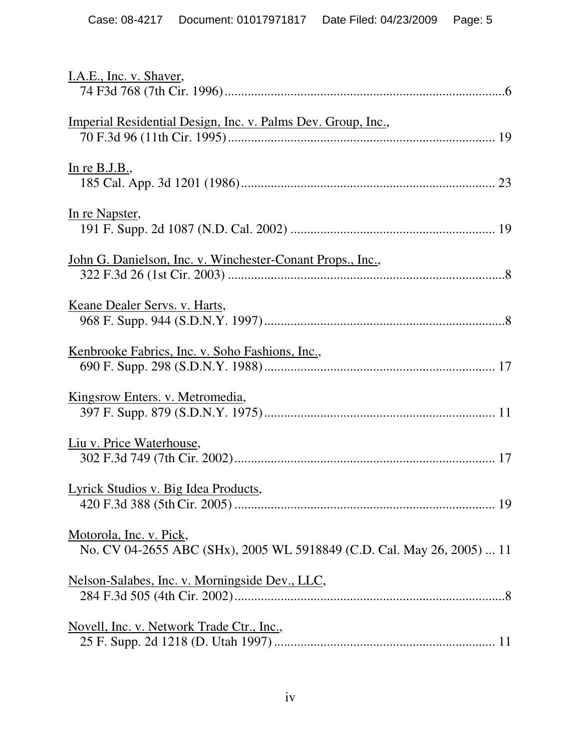I.A.E., Inc. v. Shaver,
74 F3d 768 (7th Cir. 1996) ....................................................................................6

Imperial Residential Design, Inc. v. Palms Dev. Group, Inc.,
70 F.3d 96 (11th Cir. 1995) ................................................................................. 19

In re B.J.B.,
185 Cal. App. 3d 1201 (1986) ............................................................................. 23

In re Napster,
191 F. Supp. 2d 1087 (N.D. Cal. 2002) .............................................................. 19

John G. Danielson, Inc. v. Winchester-Conant Props., Inc.,
322 F.3d 26 (1st Cir. 2003) ...................................................................................8

Keane Dealer Servs. v. Harts,
968 F. Supp. 944 (S.D.N.Y. 1997) ........................................................................8

Kenbrooke Fabrics, Inc. v. Soho Fashions, Inc.,
690 F. Supp. 298 (S.D.N.Y. 1988) ...................................................................... 17

Kingsrow Enters. v. Metromedia,
397 F. Supp. 879 (S.D.N.Y. 1975) ...................................................................... 11

Liu v. Price Waterhouse,
302 F.3d 749 (7th Cir. 2002) ............................................................................... 17

Lyrick Studios v. Big Idea Products,
420 F.3d 388 (5th Cir. 2005) ............................................................................... 19

Motorola, Inc. v. Pick,
No. CV 04-2655 ABC (SHx), 2005 WL 5918849 (C.D. Cal. May 26, 2005) ... 11

Nelson-Salabes, Inc. v. Morningside Dev., LLC,
284 F.3d 505 (4th Cir. 2002) .................................................................................8

Novell, Inc. v. Network Trade Ctr., Inc.,
25 F. Supp. 2d 1218 (D. Utah 1997) ................................................................... 11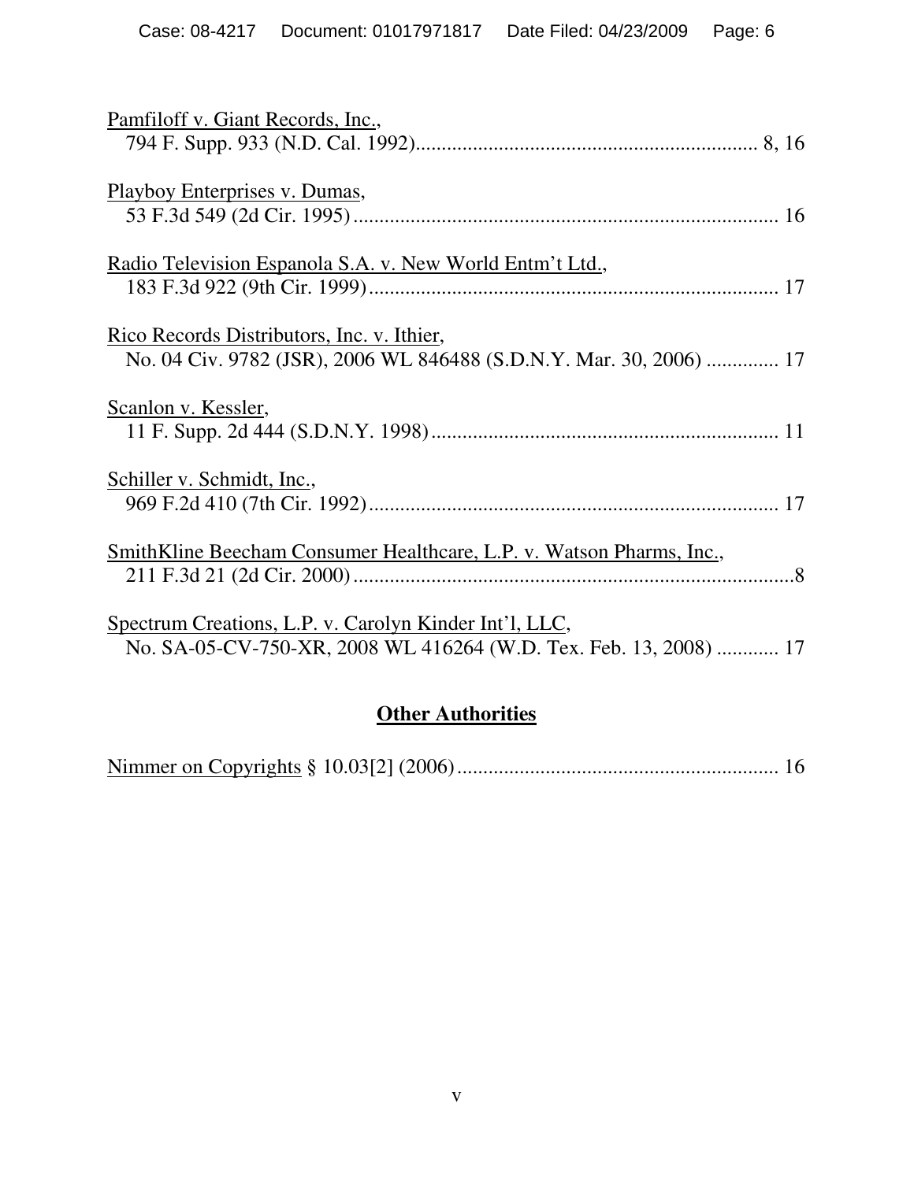Pamfiloff v. Giant Records, Inc.,
794 F. Supp. 933 (N.D. Cal. 1992) .................................................................. 8, 16

Playboy Enterprises v. Dumas,
53 F.3d 549 (2d Cir. 1995) .................................................................................. 16

Radio Television Espanola S.A. v. New World Entm't Ltd.,
183 F.3d 922 (9th Cir. 1999) ................................................................................ 17

Rico Records Distributors, Inc. v. Ithier,
No. 04 Civ. 9782 (JSR), 2006 WL 846488 (S.D.N.Y. Mar. 30, 2006) .............. 17

Scanlon v. Kessler,
11 F. Supp. 2d 444 (S.D.N.Y. 1998) ................................................................... 11

Schiller v. Schmidt, Inc.,
969 F.2d 410 (7th Cir. 1992) ................................................................................ 17

SmithKline Beecham Consumer Healthcare, L.P. v. Watson Pharms, Inc.,
211 F.3d 21 (2d Cir. 2000) .....................................................................................8

Spectrum Creations, L.P. v. Carolyn Kinder Int'l, LLC,
No. SA-05-CV-750-XR, 2008 WL 416264 (W.D. Tex. Feb. 13, 2008) ............ 17

## Other Authorities

Nimmer on Copyrights § 10.03[2] (2006) .............................................................. 16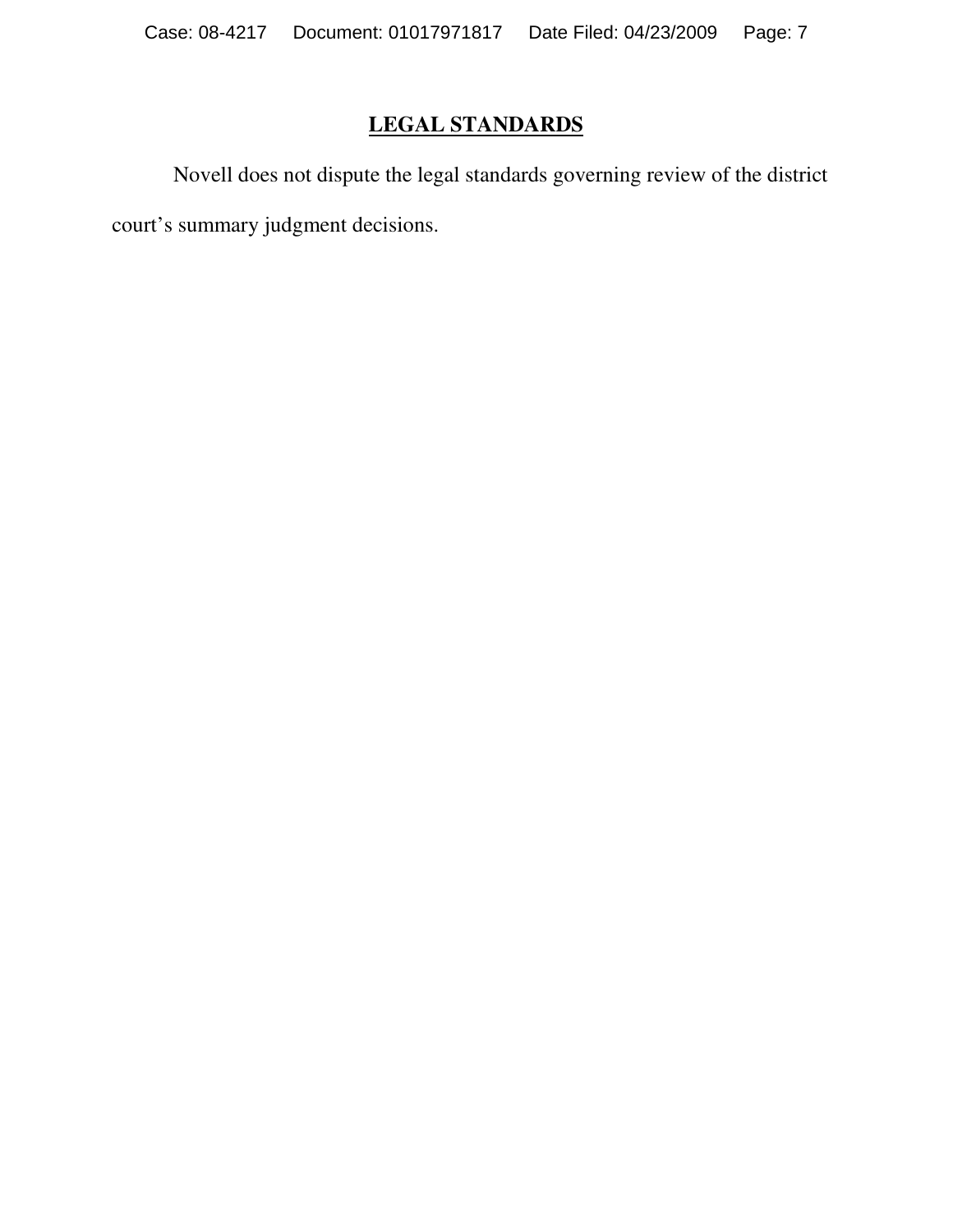## LEGAL STANDARDS

Novell does not dispute the legal standards governing review of the district court's summary judgment decisions.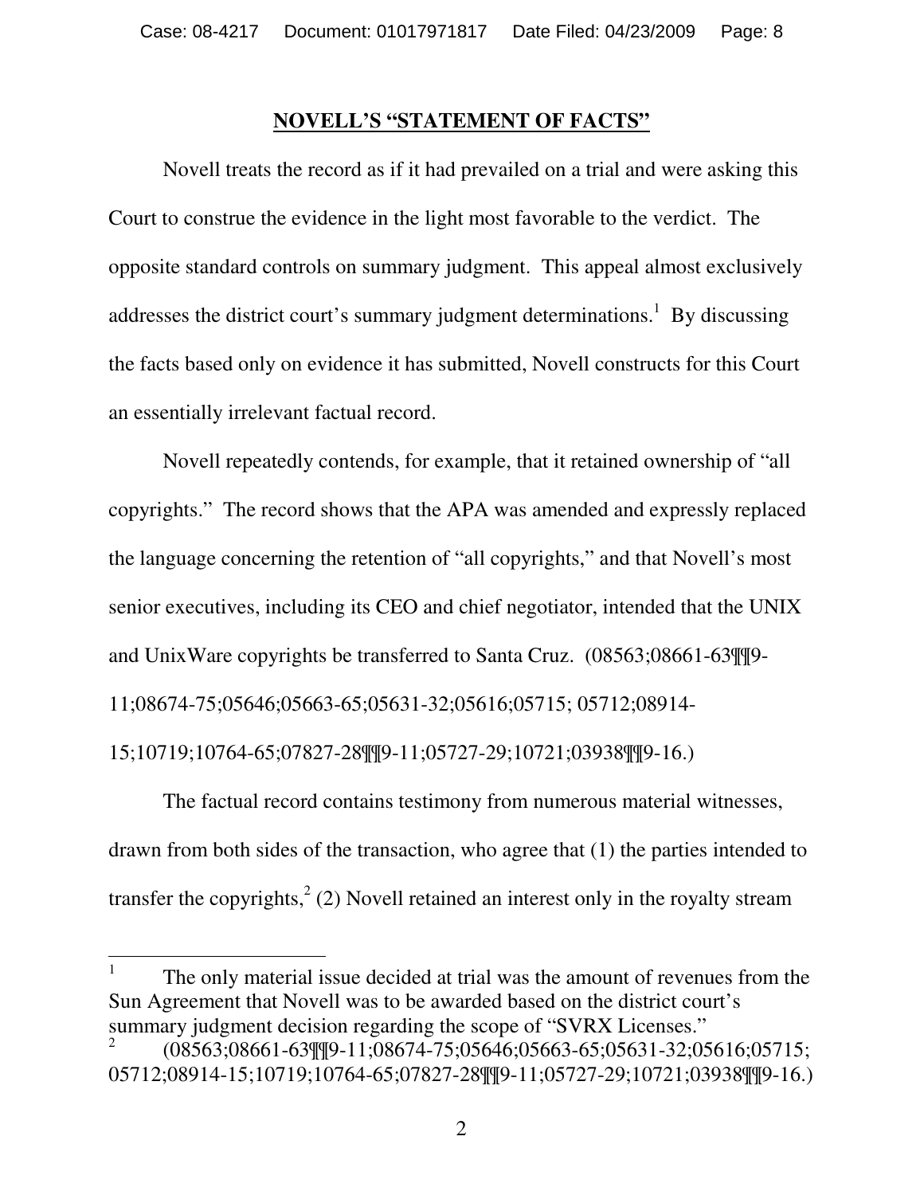## NOVELL'S "STATEMENT OF FACTS"

Novell treats the record as if it had prevailed on a trial and were asking this Court to construe the evidence in the light most favorable to the verdict. The opposite standard controls on summary judgment. This appeal almost exclusively addresses the district court's summary judgment determinations.[1] By discussing the facts based only on evidence it has submitted, Novell constructs for this Court an essentially irrelevant factual record.

Novell repeatedly contends, for example, that it retained ownership of "all copyrights." The record shows that the APA was amended and expressly replaced the language concerning the retention of "all copyrights," and that Novell's most senior executives, including its CEO and chief negotiator, intended that the UNIX and UnixWare copyrights be transferred to Santa Cruz. (08563;08661-63¶¶9-11;08674-75;05646;05663-65;05631-32;05616;05715; 05712;08914-15;10719;10764-65;07827-28¶¶9-11;05727-29;10721;03938¶¶9-16.)

The factual record contains testimony from numerous material witnesses, drawn from both sides of the transaction, who agree that (1) the parties intended to transfer the copyrights,[2] (2) Novell retained an interest only in the royalty stream

---

[1] The only material issue decided at trial was the amount of revenues from the Sun Agreement that Novell was to be awarded based on the district court's summary judgment decision regarding the scope of "SVRX Licenses."

[2] (08563;08661-63¶¶9-11;08674-75;05646;05663-65;05631-32;05616;05715; 05712;08914-15;10719;10764-65;07827-28¶¶9-11;05727-29;10721;03938¶¶9-16.)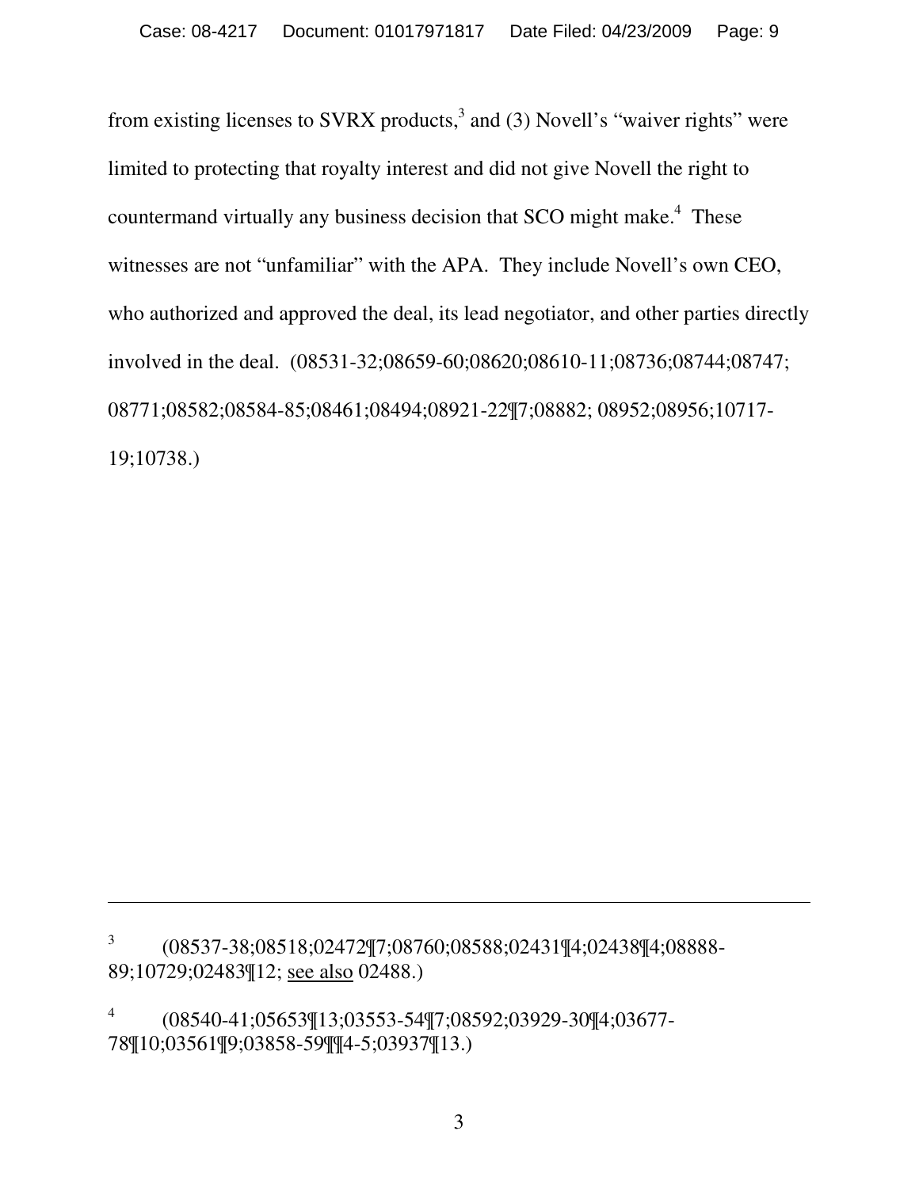from existing licenses to SVRX products,[3] and (3) Novell's "waiver rights" were limited to protecting that royalty interest and did not give Novell the right to countermand virtually any business decision that SCO might make.[4] These witnesses are not "unfamiliar" with the APA. They include Novell's own CEO, who authorized and approved the deal, its lead negotiator, and other parties directly involved in the deal. (08531-32;08659-60;08620;08610-11;08736;08744;08747;08771;08582;08584-85;08461;08494;08921-22¶7;08882; 08952;08956;10717-19;10738.)

---

[3] (08537-38;08518;02472¶7;08760;08588;02431¶4;02438¶4;08888-89;10729;02483¶12; see also 02488.)

[4] (08540-41;05653¶13;03553-54¶7;08592;03929-30¶4;03677-78¶10;03561¶9;03858-59¶¶4-5;03937¶13.)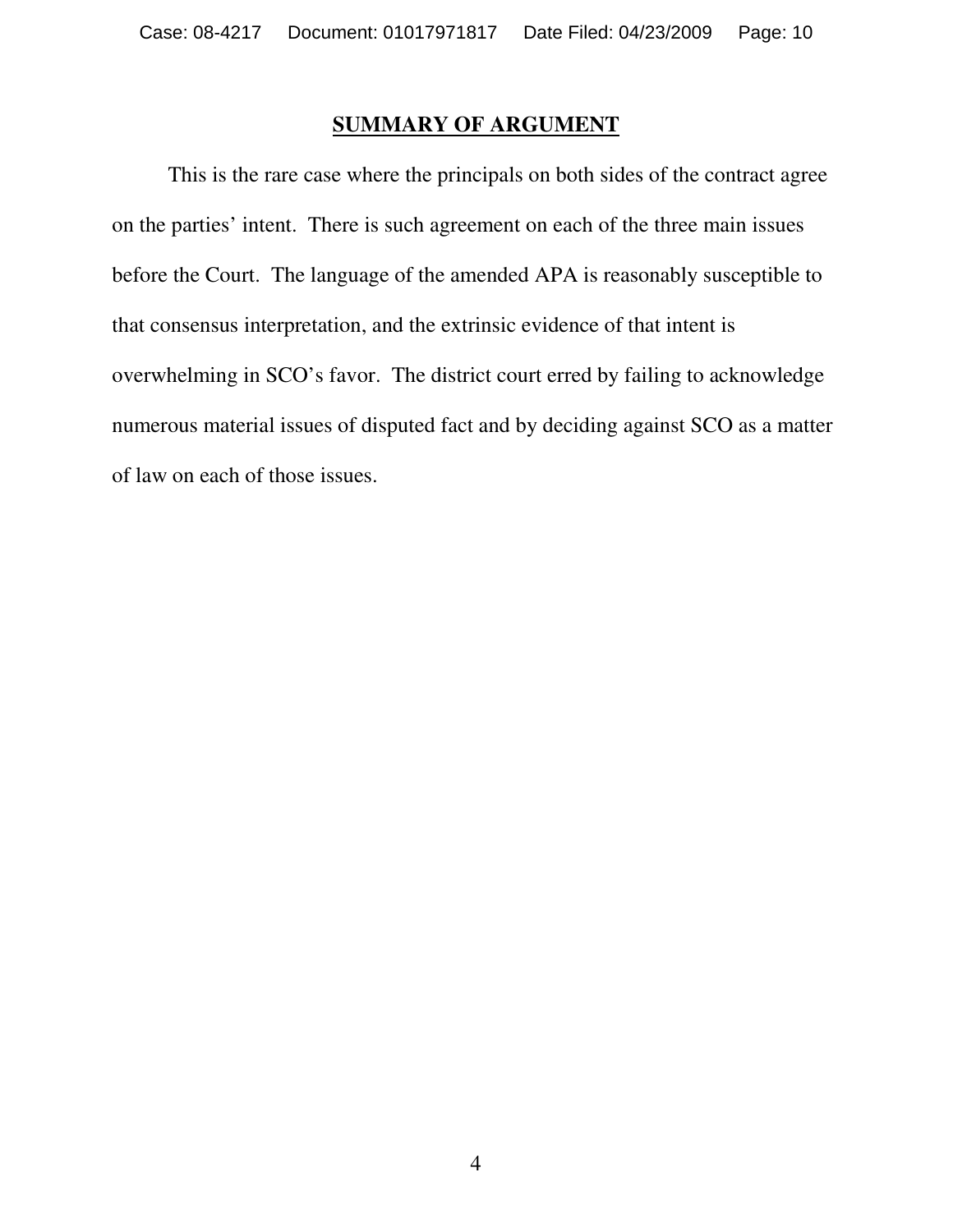## SUMMARY OF ARGUMENT

This is the rare case where the principals on both sides of the contract agree on the parties' intent. There is such agreement on each of the three main issues before the Court. The language of the amended APA is reasonably susceptible to that consensus interpretation, and the extrinsic evidence of that intent is overwhelming in SCO's favor. The district court erred by failing to acknowledge numerous material issues of disputed fact and by deciding against SCO as a matter of law on each of those issues.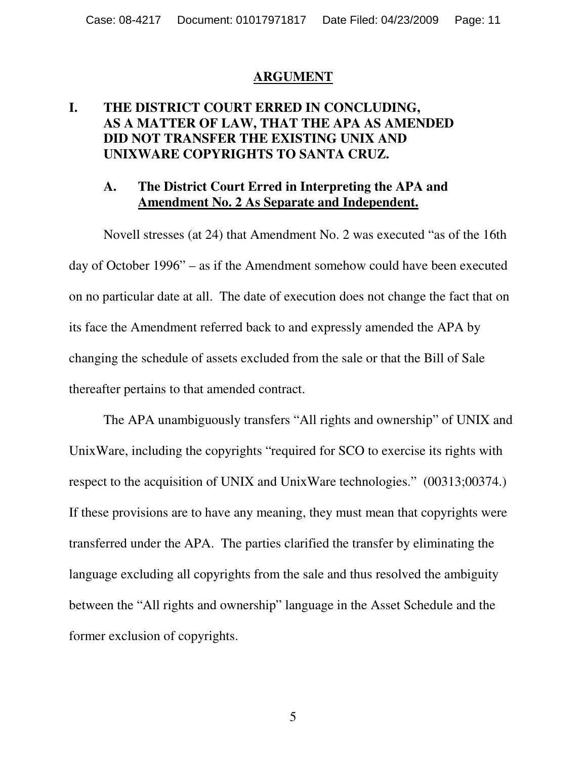## ARGUMENT

### I. THE DISTRICT COURT ERRED IN CONCLUDING, AS A MATTER OF LAW, THAT THE APA AS AMENDED DID NOT TRANSFER THE EXISTING UNIX AND UNIXWARE COPYRIGHTS TO SANTA CRUZ.

#### A. The District Court Erred in Interpreting the APA and Amendment No. 2 As Separate and Independent.

Novell stresses (at 24) that Amendment No. 2 was executed "as of the 16th day of October 1996" – as if the Amendment somehow could have been executed on no particular date at all. The date of execution does not change the fact that on its face the Amendment referred back to and expressly amended the APA by changing the schedule of assets excluded from the sale or that the Bill of Sale thereafter pertains to that amended contract.

The APA unambiguously transfers "All rights and ownership" of UNIX and UnixWare, including the copyrights "required for SCO to exercise its rights with respect to the acquisition of UNIX and UnixWare technologies." (00313;00374.) If these provisions are to have any meaning, they must mean that copyrights were transferred under the APA. The parties clarified the transfer by eliminating the language excluding all copyrights from the sale and thus resolved the ambiguity between the "All rights and ownership" language in the Asset Schedule and the former exclusion of copyrights.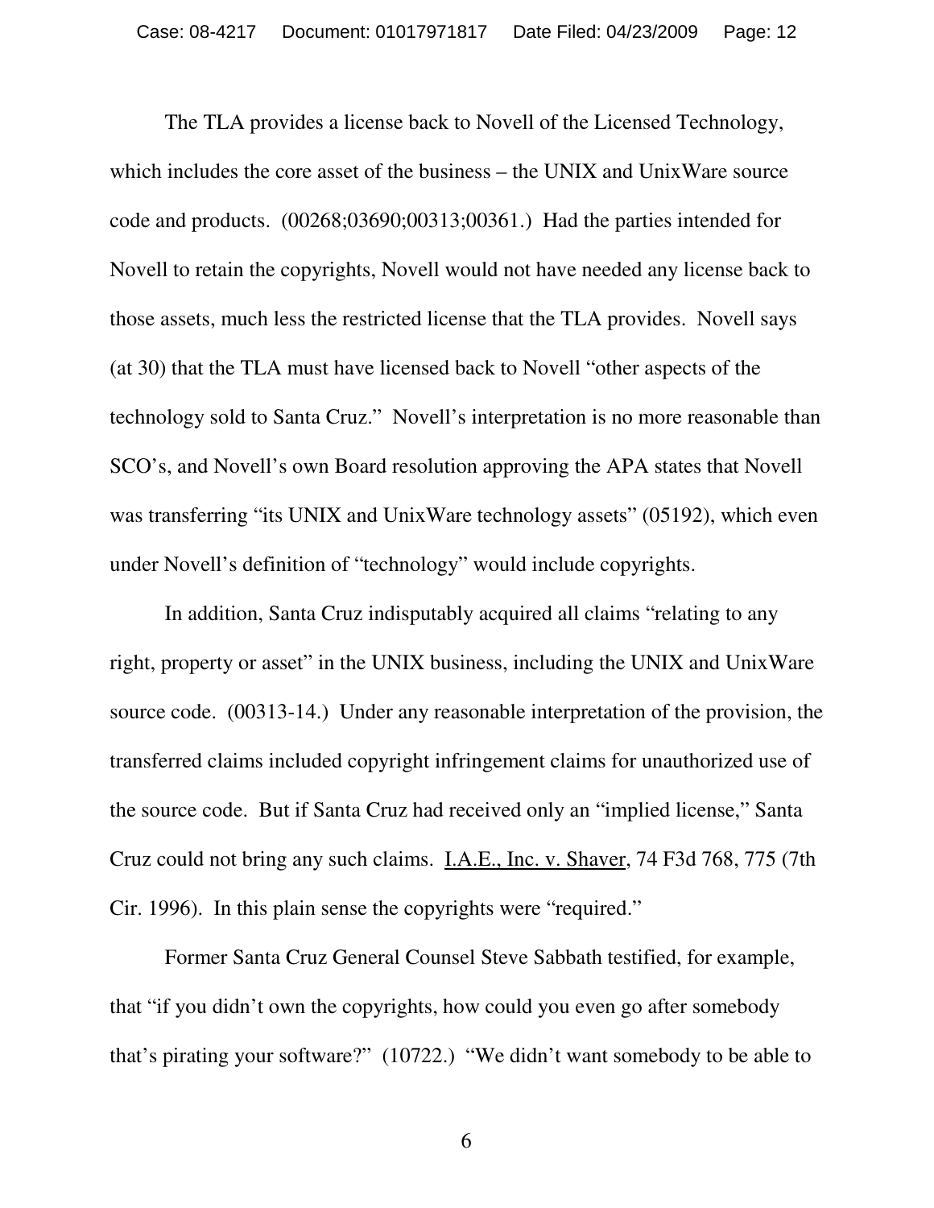The TLA provides a license back to Novell of the Licensed Technology, which includes the core asset of the business – the UNIX and UnixWare source code and products. (00268;03690;00313;00361.) Had the parties intended for Novell to retain the copyrights, Novell would not have needed any license back to those assets, much less the restricted license that the TLA provides. Novell says (at 30) that the TLA must have licensed back to Novell "other aspects of the technology sold to Santa Cruz." Novell's interpretation is no more reasonable than SCO's, and Novell's own Board resolution approving the APA states that Novell was transferring "its UNIX and UnixWare technology assets" (05192), which even under Novell's definition of "technology" would include copyrights.

In addition, Santa Cruz indisputably acquired all claims "relating to any right, property or asset" in the UNIX business, including the UNIX and UnixWare source code. (00313-14.) Under any reasonable interpretation of the provision, the transferred claims included copyright infringement claims for unauthorized use of the source code. But if Santa Cruz had received only an "implied license," Santa Cruz could not bring any such claims. I.A.E., Inc. v. Shaver, 74 F3d 768, 775 (7th Cir. 1996). In this plain sense the copyrights were "required."

Former Santa Cruz General Counsel Steve Sabbath testified, for example, that "if you didn't own the copyrights, how could you even go after somebody that's pirating your software?" (10722.) "We didn't want somebody to be able to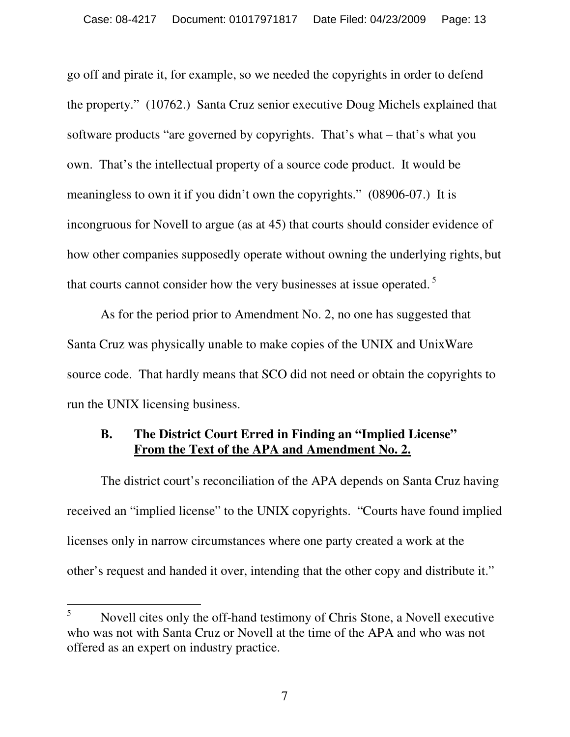go off and pirate it, for example, so we needed the copyrights in order to defend the property." (10762.) Santa Cruz senior executive Doug Michels explained that software products "are governed by copyrights. That's what – that's what you own. That's the intellectual property of a source code product. It would be meaningless to own it if you didn't own the copyrights." (08906-07.) It is incongruous for Novell to argue (as at 45) that courts should consider evidence of how other companies supposedly operate without owning the underlying rights, but that courts cannot consider how the very businesses at issue operated.[5]

As for the period prior to Amendment No. 2, no one has suggested that Santa Cruz was physically unable to make copies of the UNIX and UnixWare source code. That hardly means that SCO did not need or obtain the copyrights to run the UNIX licensing business.

### B. The District Court Erred in Finding an "Implied License" From the Text of the APA and Amendment No. 2.

The district court's reconciliation of the APA depends on Santa Cruz having received an "implied license" to the UNIX copyrights. "Courts have found implied licenses only in narrow circumstances where one party created a work at the other's request and handed it over, intending that the other copy and distribute it."

---

[5] Novell cites only the off-hand testimony of Chris Stone, a Novell executive who was not with Santa Cruz or Novell at the time of the APA and who was not offered as an expert on industry practice.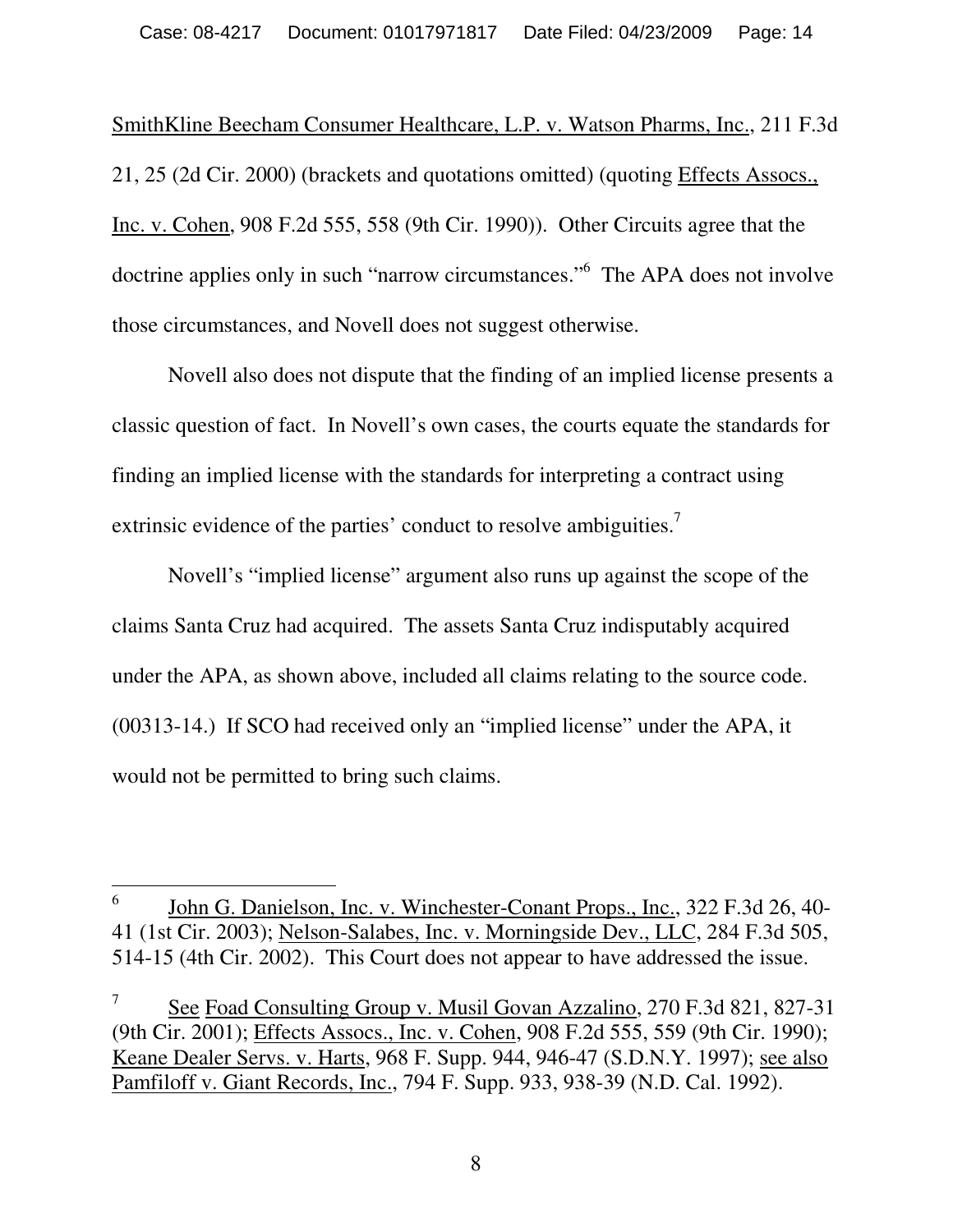SmithKline Beecham Consumer Healthcare, L.P. v. Watson Pharms, Inc., 211 F.3d 21, 25 (2d Cir. 2000) (brackets and quotations omitted) (quoting Effects Assocs., Inc. v. Cohen, 908 F.2d 555, 558 (9th Cir. 1990)). Other Circuits agree that the doctrine applies only in such "narrow circumstances."[6] The APA does not involve those circumstances, and Novell does not suggest otherwise.

Novell also does not dispute that the finding of an implied license presents a classic question of fact. In Novell's own cases, the courts equate the standards for finding an implied license with the standards for interpreting a contract using extrinsic evidence of the parties' conduct to resolve ambiguities.[7]

Novell's "implied license" argument also runs up against the scope of the claims Santa Cruz had acquired. The assets Santa Cruz indisputably acquired under the APA, as shown above, included all claims relating to the source code. (00313-14.) If SCO had received only an "implied license" under the APA, it would not be permitted to bring such claims.

---

[6] John G. Danielson, Inc. v. Winchester-Conant Props., Inc., 322 F.3d 26, 40-41 (1st Cir. 2003); Nelson-Salabes, Inc. v. Morningside Dev., LLC, 284 F.3d 505, 514-15 (4th Cir. 2002). This Court does not appear to have addressed the issue.

[7] See Foad Consulting Group v. Musil Govan Azzalino, 270 F.3d 821, 827-31 (9th Cir. 2001); Effects Assocs., Inc. v. Cohen, 908 F.2d 555, 559 (9th Cir. 1990); Keane Dealer Servs. v. Harts, 968 F. Supp. 944, 946-47 (S.D.N.Y. 1997); see also Pamfiloff v. Giant Records, Inc., 794 F. Supp. 933, 938-39 (N.D. Cal. 1992).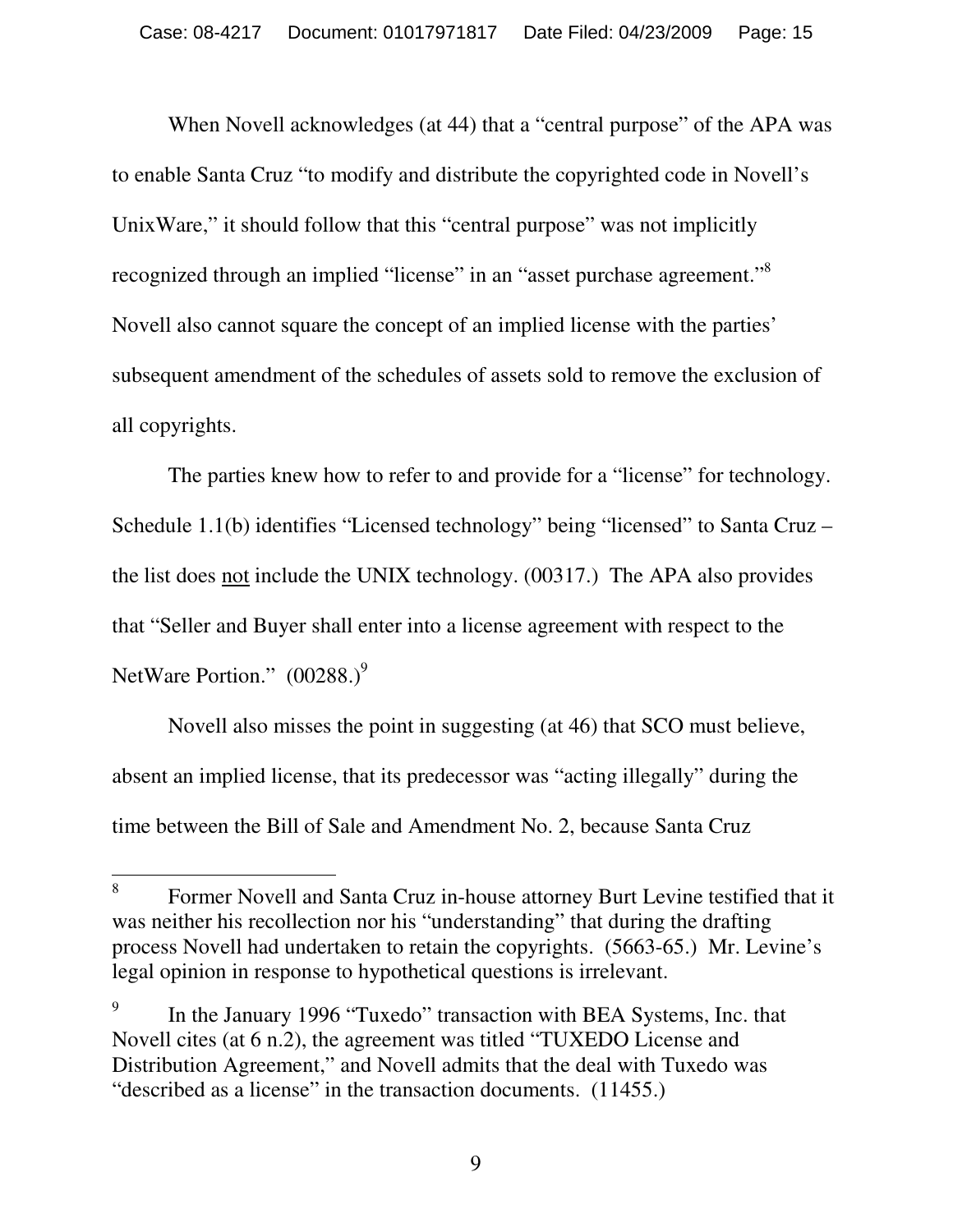When Novell acknowledges (at 44) that a "central purpose" of the APA was to enable Santa Cruz "to modify and distribute the copyrighted code in Novell's UnixWare," it should follow that this "central purpose" was not implicitly recognized through an implied "license" in an "asset purchase agreement."[8] Novell also cannot square the concept of an implied license with the parties' subsequent amendment of the schedules of assets sold to remove the exclusion of all copyrights.

The parties knew how to refer to and provide for a "license" for technology. Schedule 1.1(b) identifies "Licensed technology" being "licensed" to Santa Cruz – the list does <u>not</u> include the UNIX technology. (00317.) The APA also provides that "Seller and Buyer shall enter into a license agreement with respect to the NetWare Portion." (00288.)[9]

Novell also misses the point in suggesting (at 46) that SCO must believe, absent an implied license, that its predecessor was "acting illegally" during the time between the Bill of Sale and Amendment No. 2, because Santa Cruz

---

[8] Former Novell and Santa Cruz in-house attorney Burt Levine testified that it was neither his recollection nor his "understanding" that during the drafting process Novell had undertaken to retain the copyrights. (5663-65.) Mr. Levine's legal opinion in response to hypothetical questions is irrelevant.

[9] In the January 1996 "Tuxedo" transaction with BEA Systems, Inc. that Novell cites (at 6 n.2), the agreement was titled "TUXEDO License and Distribution Agreement," and Novell admits that the deal with Tuxedo was "described as a license" in the transaction documents. (11455.)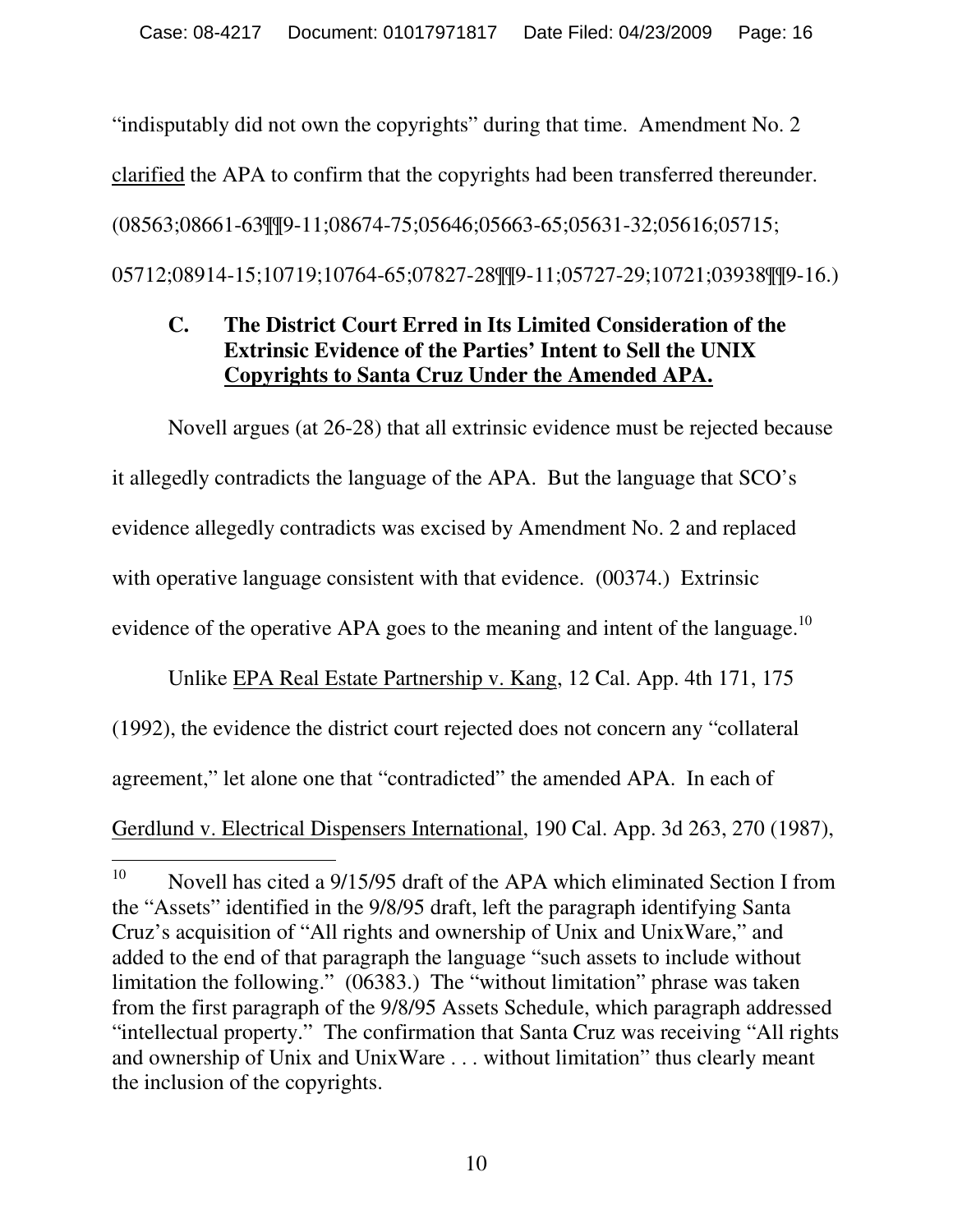"indisputably did not own the copyrights" during that time. Amendment No. 2 clarified the APA to confirm that the copyrights had been transferred thereunder. (08563;08661-63¶¶9-11;08674-75;05646;05663-65;05631-32;05616;05715; 05712;08914-15;10719;10764-65;07827-28¶¶9-11;05727-29;10721;03938¶¶9-16.)

### C. The District Court Erred in Its Limited Consideration of the Extrinsic Evidence of the Parties' Intent to Sell the UNIX Copyrights to Santa Cruz Under the Amended APA.

Novell argues (at 26-28) that all extrinsic evidence must be rejected because it allegedly contradicts the language of the APA. But the language that SCO's evidence allegedly contradicts was excised by Amendment No. 2 and replaced with operative language consistent with that evidence. (00374.) Extrinsic evidence of the operative APA goes to the meaning and intent of the language.[10]

Unlike EPA Real Estate Partnership v. Kang, 12 Cal. App. 4th 171, 175 (1992), the evidence the district court rejected does not concern any "collateral agreement," let alone one that "contradicted" the amended APA. In each of Gerdlund v. Electrical Dispensers International, 190 Cal. App. 3d 263, 270 (1987),

---

[10] Novell has cited a 9/15/95 draft of the APA which eliminated Section I from the "Assets" identified in the 9/8/95 draft, left the paragraph identifying Santa Cruz's acquisition of "All rights and ownership of Unix and UnixWare," and added to the end of that paragraph the language "such assets to include without limitation the following." (06383.) The "without limitation" phrase was taken from the first paragraph of the 9/8/95 Assets Schedule, which paragraph addressed "intellectual property." The confirmation that Santa Cruz was receiving "All rights and ownership of Unix and UnixWare . . . without limitation" thus clearly meant the inclusion of the copyrights.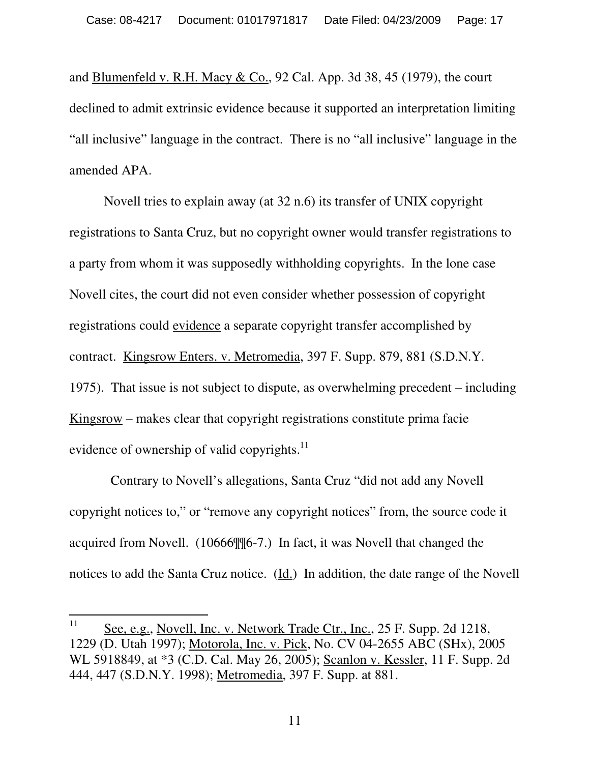and Blumenfeld v. R.H. Macy & Co., 92 Cal. App. 3d 38, 45 (1979), the court declined to admit extrinsic evidence because it supported an interpretation limiting "all inclusive" language in the contract. There is no "all inclusive" language in the amended APA.

Novell tries to explain away (at 32 n.6) its transfer of UNIX copyright registrations to Santa Cruz, but no copyright owner would transfer registrations to a party from whom it was supposedly withholding copyrights. In the lone case Novell cites, the court did not even consider whether possession of copyright registrations could evidence a separate copyright transfer accomplished by contract. Kingsrow Enters. v. Metromedia, 397 F. Supp. 879, 881 (S.D.N.Y. 1975). That issue is not subject to dispute, as overwhelming precedent – including Kingsrow – makes clear that copyright registrations constitute prima facie evidence of ownership of valid copyrights.[11]

Contrary to Novell's allegations, Santa Cruz "did not add any Novell copyright notices to," or "remove any copyright notices" from, the source code it acquired from Novell. (10666¶¶6-7.) In fact, it was Novell that changed the notices to add the Santa Cruz notice. (Id.) In addition, the date range of the Novell

---

[11] See, e.g., Novell, Inc. v. Network Trade Ctr., Inc., 25 F. Supp. 2d 1218, 1229 (D. Utah 1997); Motorola, Inc. v. Pick, No. CV 04-2655 ABC (SHx), 2005 WL 5918849, at *3 (C.D. Cal. May 26, 2005); Scanlon v. Kessler, 11 F. Supp. 2d 444, 447 (S.D.N.Y. 1998); Metromedia, 397 F. Supp. at 881.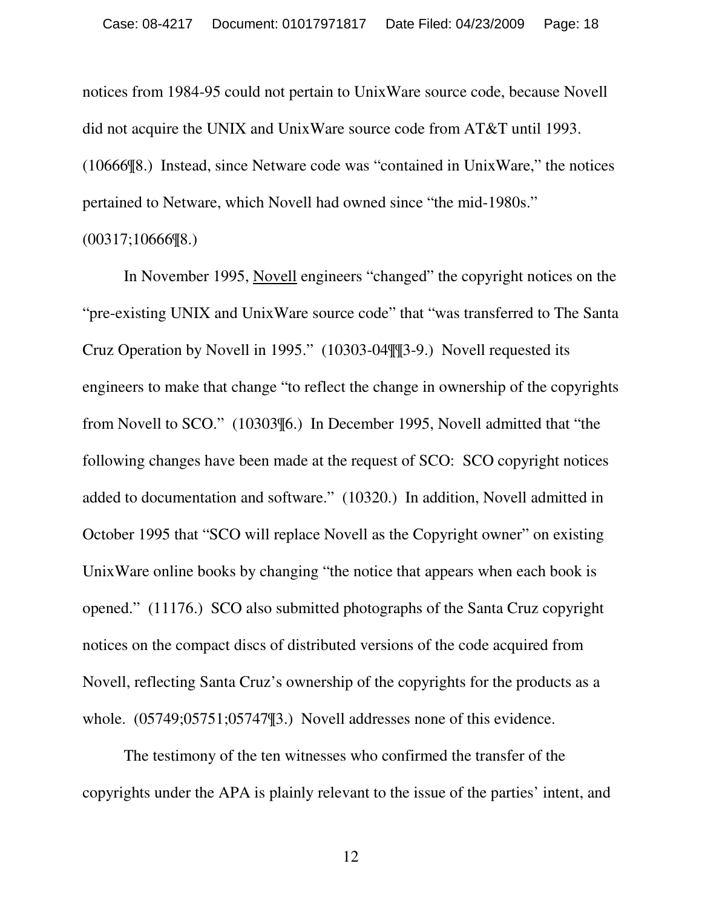notices from 1984-95 could not pertain to UnixWare source code, because Novell did not acquire the UNIX and UnixWare source code from AT&T until 1993. (10666¶8.) Instead, since Netware code was "contained in UnixWare," the notices pertained to Netware, which Novell had owned since "the mid-1980s." (00317;10666¶8.)

In November 1995, <u>Novell</u> engineers "changed" the copyright notices on the "pre-existing UNIX and UnixWare source code" that "was transferred to The Santa Cruz Operation by Novell in 1995." (10303-04¶¶3-9.) Novell requested its engineers to make that change "to reflect the change in ownership of the copyrights from Novell to SCO." (10303¶6.) In December 1995, Novell admitted that "the following changes have been made at the request of SCO: SCO copyright notices added to documentation and software." (10320.) In addition, Novell admitted in October 1995 that "SCO will replace Novell as the Copyright owner" on existing UnixWare online books by changing "the notice that appears when each book is opened." (11176.) SCO also submitted photographs of the Santa Cruz copyright notices on the compact discs of distributed versions of the code acquired from Novell, reflecting Santa Cruz's ownership of the copyrights for the products as a whole. (05749;05751;05747¶3.) Novell addresses none of this evidence.

The testimony of the ten witnesses who confirmed the transfer of the copyrights under the APA is plainly relevant to the issue of the parties' intent, and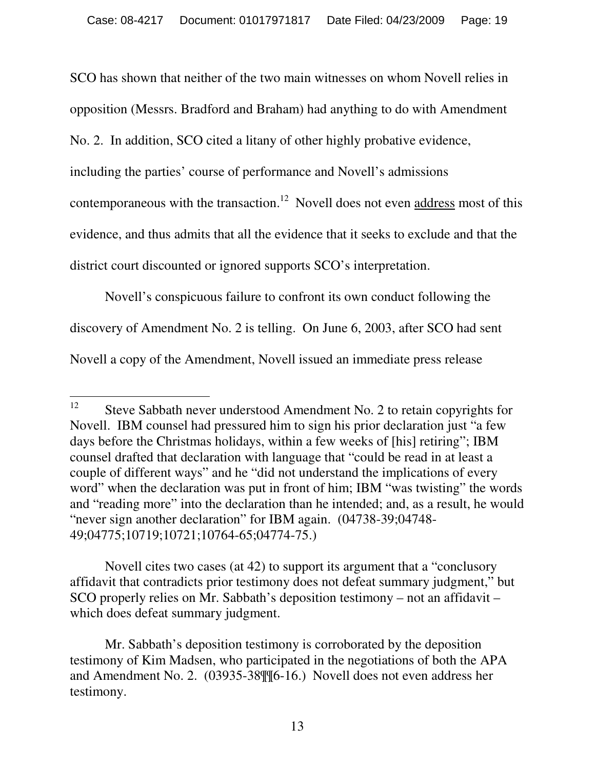SCO has shown that neither of the two main witnesses on whom Novell relies in opposition (Messrs. Bradford and Braham) had anything to do with Amendment No. 2. In addition, SCO cited a litany of other highly probative evidence, including the parties' course of performance and Novell's admissions contemporaneous with the transaction.[12] Novell does not even <u>address</u> most of this evidence, and thus admits that all the evidence that it seeks to exclude and that the district court discounted or ignored supports SCO's interpretation.

Novell's conspicuous failure to confront its own conduct following the discovery of Amendment No. 2 is telling. On June 6, 2003, after SCO had sent Novell a copy of the Amendment, Novell issued an immediate press release

---

[12] Steve Sabbath never understood Amendment No. 2 to retain copyrights for Novell. IBM counsel had pressured him to sign his prior declaration just "a few days before the Christmas holidays, within a few weeks of [his] retiring"; IBM counsel drafted that declaration with language that "could be read in at least a couple of different ways" and he "did not understand the implications of every word" when the declaration was put in front of him; IBM "was twisting" the words and "reading more" into the declaration than he intended; and, as a result, he would "never sign another declaration" for IBM again. (04738-39;04748-49;04775;10719;10721;10764-65;04774-75.)

Novell cites two cases (at 42) to support its argument that a "conclusory affidavit that contradicts prior testimony does not defeat summary judgment," but SCO properly relies on Mr. Sabbath's deposition testimony – not an affidavit – which does defeat summary judgment.

Mr. Sabbath's deposition testimony is corroborated by the deposition testimony of Kim Madsen, who participated in the negotiations of both the APA and Amendment No. 2. (03935-38¶¶6-16.) Novell does not even address her testimony.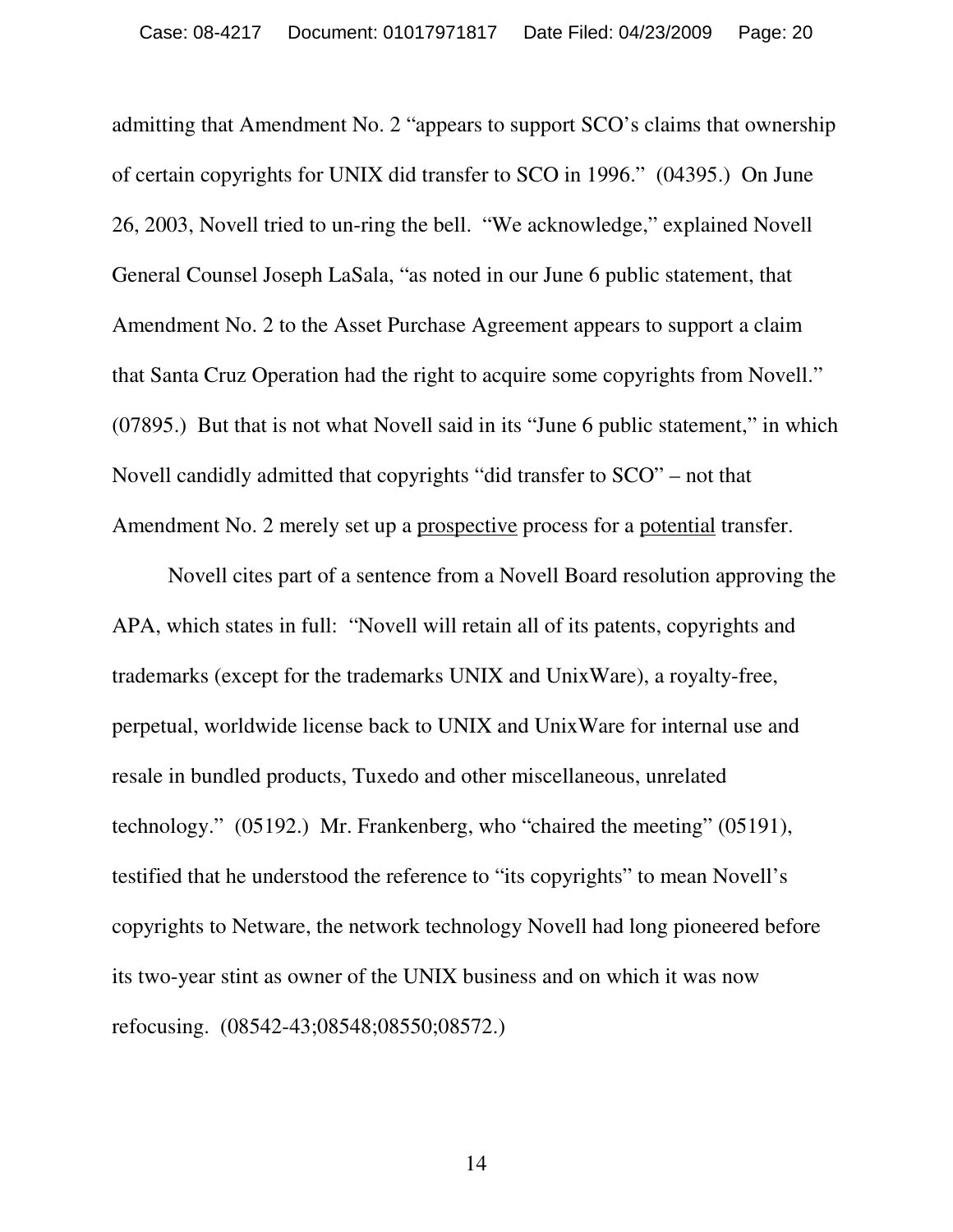admitting that Amendment No. 2 "appears to support SCO's claims that ownership of certain copyrights for UNIX did transfer to SCO in 1996." (04395.) On June 26, 2003, Novell tried to un-ring the bell. "We acknowledge," explained Novell General Counsel Joseph LaSala, "as noted in our June 6 public statement, that Amendment No. 2 to the Asset Purchase Agreement appears to support a claim that Santa Cruz Operation had the right to acquire some copyrights from Novell." (07895.) But that is not what Novell said in its "June 6 public statement," in which Novell candidly admitted that copyrights "did transfer to SCO" – not that Amendment No. 2 merely set up a <u>prospective</u> process for a <u>potential</u> transfer.

Novell cites part of a sentence from a Novell Board resolution approving the APA, which states in full: "Novell will retain all of its patents, copyrights and trademarks (except for the trademarks UNIX and UnixWare), a royalty-free, perpetual, worldwide license back to UNIX and UnixWare for internal use and resale in bundled products, Tuxedo and other miscellaneous, unrelated technology." (05192.) Mr. Frankenberg, who "chaired the meeting" (05191), testified that he understood the reference to "its copyrights" to mean Novell's copyrights to Netware, the network technology Novell had long pioneered before its two-year stint as owner of the UNIX business and on which it was now refocusing. (08542-43;08548;08550;08572.)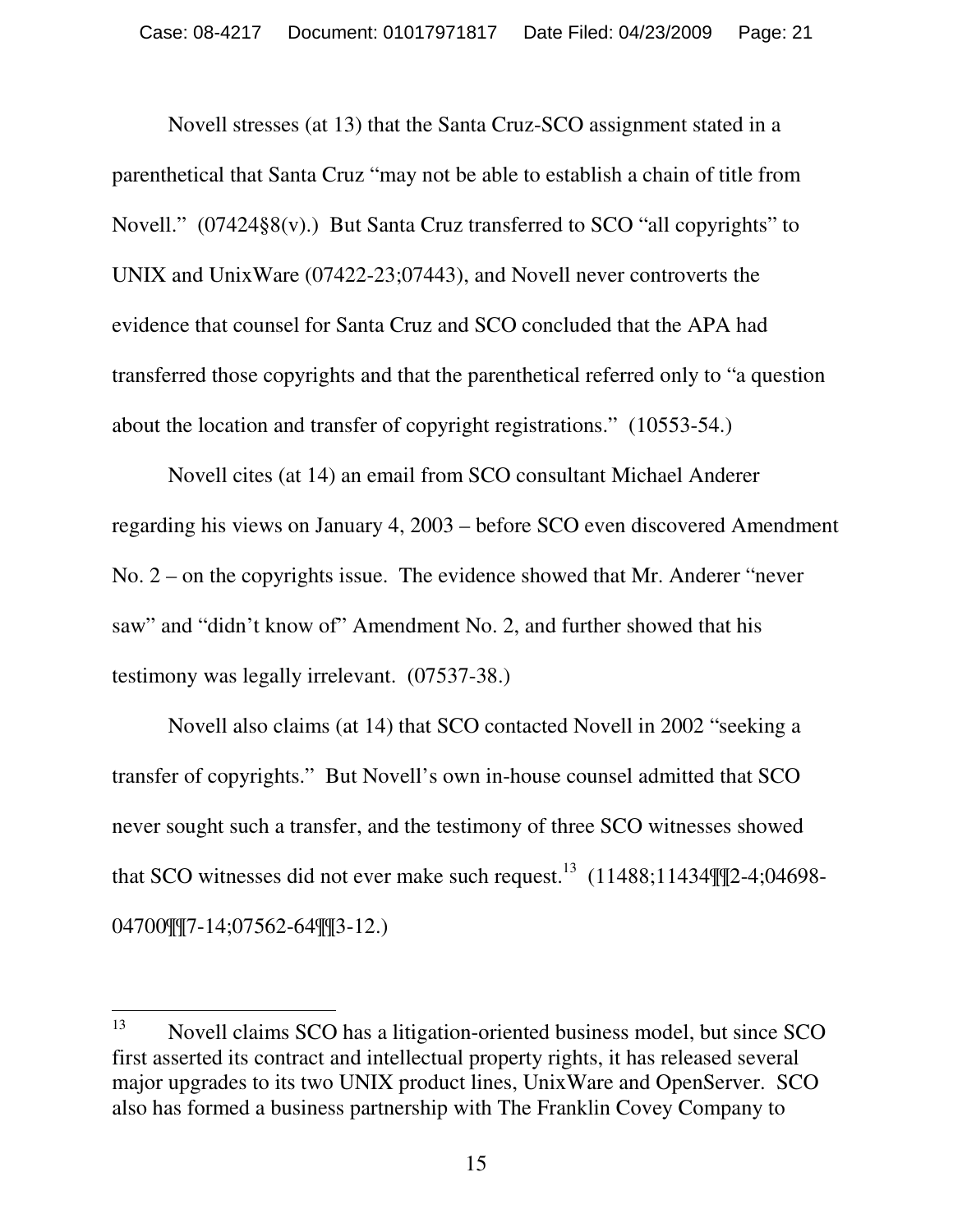Novell stresses (at 13) that the Santa Cruz-SCO assignment stated in a parenthetical that Santa Cruz "may not be able to establish a chain of title from Novell." (07424§8(v).) But Santa Cruz transferred to SCO "all copyrights" to UNIX and UnixWare (07422-23;07443), and Novell never controverts the evidence that counsel for Santa Cruz and SCO concluded that the APA had transferred those copyrights and that the parenthetical referred only to "a question about the location and transfer of copyright registrations." (10553-54.)

Novell cites (at 14) an email from SCO consultant Michael Anderer regarding his views on January 4, 2003 – before SCO even discovered Amendment No. 2 – on the copyrights issue. The evidence showed that Mr. Anderer "never saw" and "didn't know of" Amendment No. 2, and further showed that his testimony was legally irrelevant. (07537-38.)

Novell also claims (at 14) that SCO contacted Novell in 2002 "seeking a transfer of copyrights." But Novell's own in-house counsel admitted that SCO never sought such a transfer, and the testimony of three SCO witnesses showed that SCO witnesses did not ever make such request.[13] (11488;11434¶¶2-4;04698-04700¶¶7-14;07562-64¶¶3-12.)

[13] Novell claims SCO has a litigation-oriented business model, but since SCO first asserted its contract and intellectual property rights, it has released several major upgrades to its two UNIX product lines, UnixWare and OpenServer. SCO also has formed a business partnership with The Franklin Covey Company to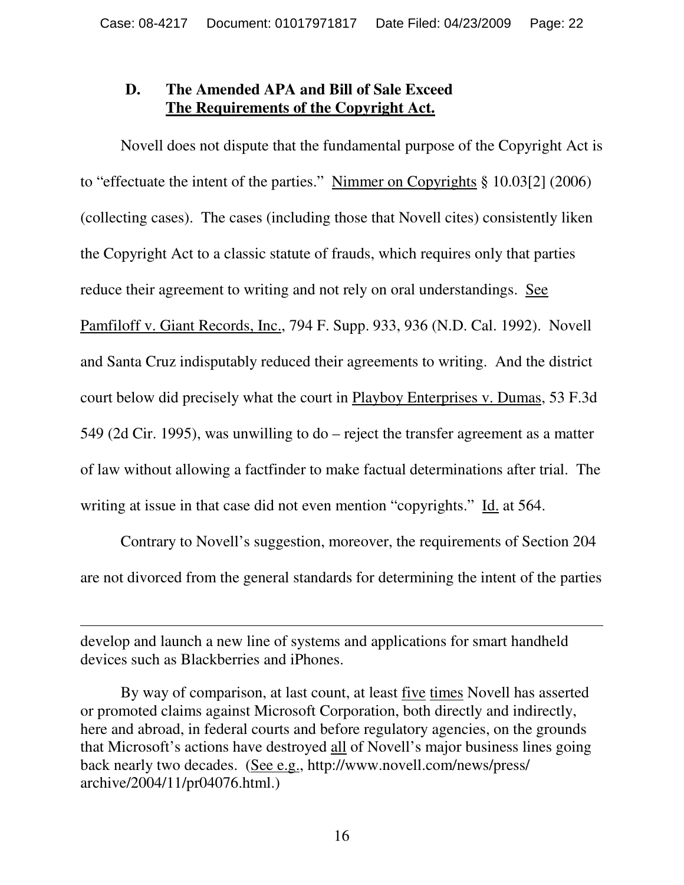**D. The Amended APA and Bill of Sale Exceed <u>The Requirements of the Copyright Act.</u>**

Novell does not dispute that the fundamental purpose of the Copyright Act is to "effectuate the intent of the parties." <u>Nimmer on Copyrights</u> § 10.03[2] (2006) (collecting cases). The cases (including those that Novell cites) consistently liken the Copyright Act to a classic statute of frauds, which requires only that parties reduce their agreement to writing and not rely on oral understandings. <u>See</u> <u>Pamfiloff v. Giant Records, Inc.</u>, 794 F. Supp. 933, 936 (N.D. Cal. 1992). Novell and Santa Cruz indisputably reduced their agreements to writing. And the district court below did precisely what the court in <u>Playboy Enterprises v. Dumas</u>, 53 F.3d 549 (2d Cir. 1995), was unwilling to do – reject the transfer agreement as a matter of law without allowing a factfinder to make factual determinations after trial. The writing at issue in that case did not even mention "copyrights." <u>Id.</u> at 564.

Contrary to Novell's suggestion, moreover, the requirements of Section 204 are not divorced from the general standards for determining the intent of the parties

---

develop and launch a new line of systems and applications for smart handheld devices such as Blackberries and iPhones.

By way of comparison, at last count, at least <u>five</u> <u>times</u> Novell has asserted or promoted claims against Microsoft Corporation, both directly and indirectly, here and abroad, in federal courts and before regulatory agencies, on the grounds that Microsoft's actions have destroyed <u>all</u> of Novell's major business lines going back nearly two decades. (<u>See e.g.</u>, http://www.novell.com/news/press/archive/2004/11/pr04076.html.)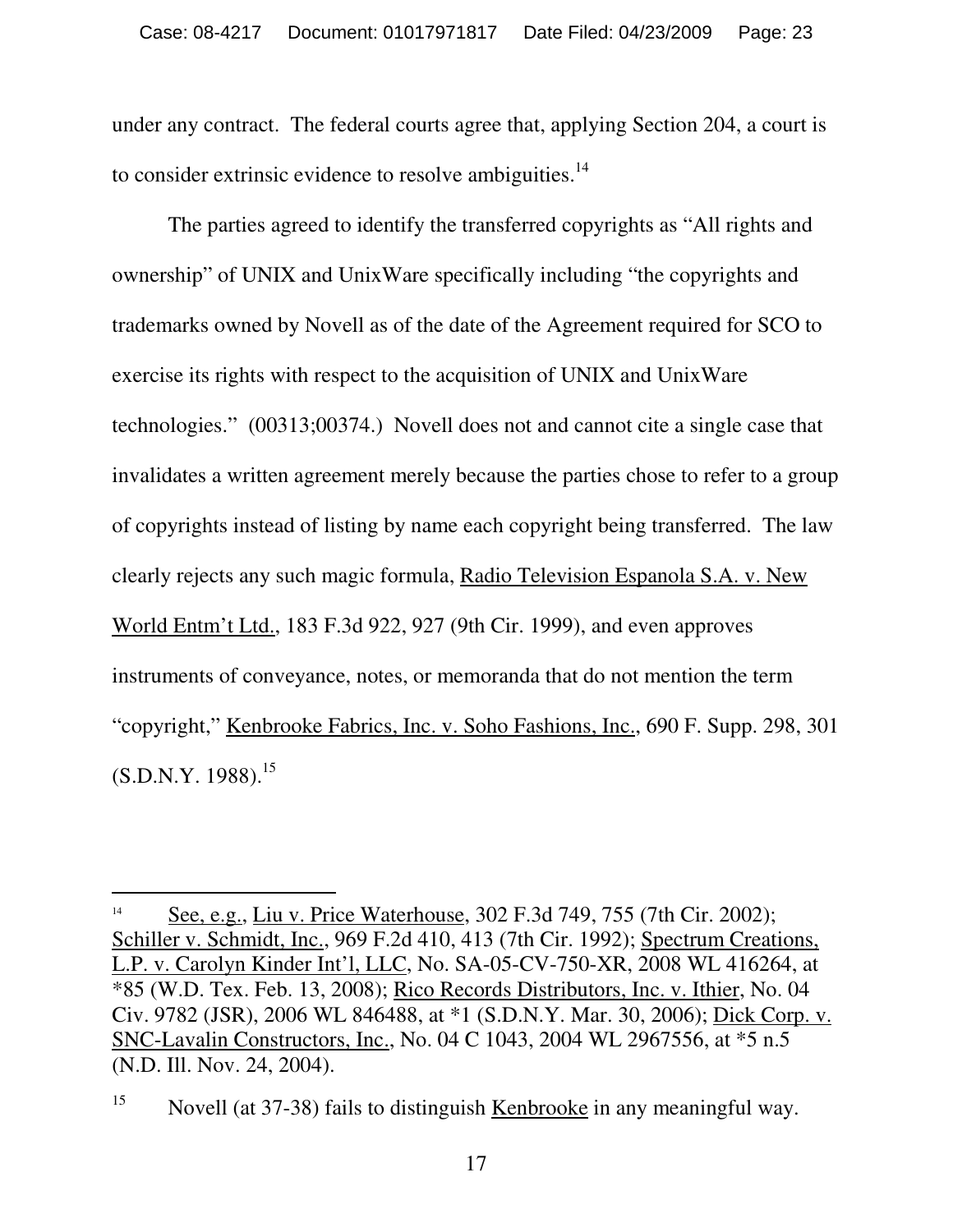under any contract. The federal courts agree that, applying Section 204, a court is to consider extrinsic evidence to resolve ambiguities.[14]

The parties agreed to identify the transferred copyrights as "All rights and ownership" of UNIX and UnixWare specifically including "the copyrights and trademarks owned by Novell as of the date of the Agreement required for SCO to exercise its rights with respect to the acquisition of UNIX and UnixWare technologies." (00313;00374.) Novell does not and cannot cite a single case that invalidates a written agreement merely because the parties chose to refer to a group of copyrights instead of listing by name each copyright being transferred. The law clearly rejects any such magic formula, Radio Television Espanola S.A. v. New World Entm't Ltd., 183 F.3d 922, 927 (9th Cir. 1999), and even approves instruments of conveyance, notes, or memoranda that do not mention the term "copyright," Kenbrooke Fabrics, Inc. v. Soho Fashions, Inc., 690 F. Supp. 298, 301 (S.D.N.Y. 1988).[15]

---

[14] See, e.g., Liu v. Price Waterhouse, 302 F.3d 749, 755 (7th Cir. 2002); Schiller v. Schmidt, Inc., 969 F.2d 410, 413 (7th Cir. 1992); Spectrum Creations, L.P. v. Carolyn Kinder Int'l, LLC, No. SA-05-CV-750-XR, 2008 WL 416264, at *85 (W.D. Tex. Feb. 13, 2008); Rico Records Distributors, Inc. v. Ithier, No. 04 Civ. 9782 (JSR), 2006 WL 846488, at *1 (S.D.N.Y. Mar. 30, 2006); Dick Corp. v. SNC-Lavalin Constructors, Inc., No. 04 C 1043, 2004 WL 2967556, at *5 n.5 (N.D. Ill. Nov. 24, 2004).

[15] Novell (at 37-38) fails to distinguish Kenbrooke in any meaningful way.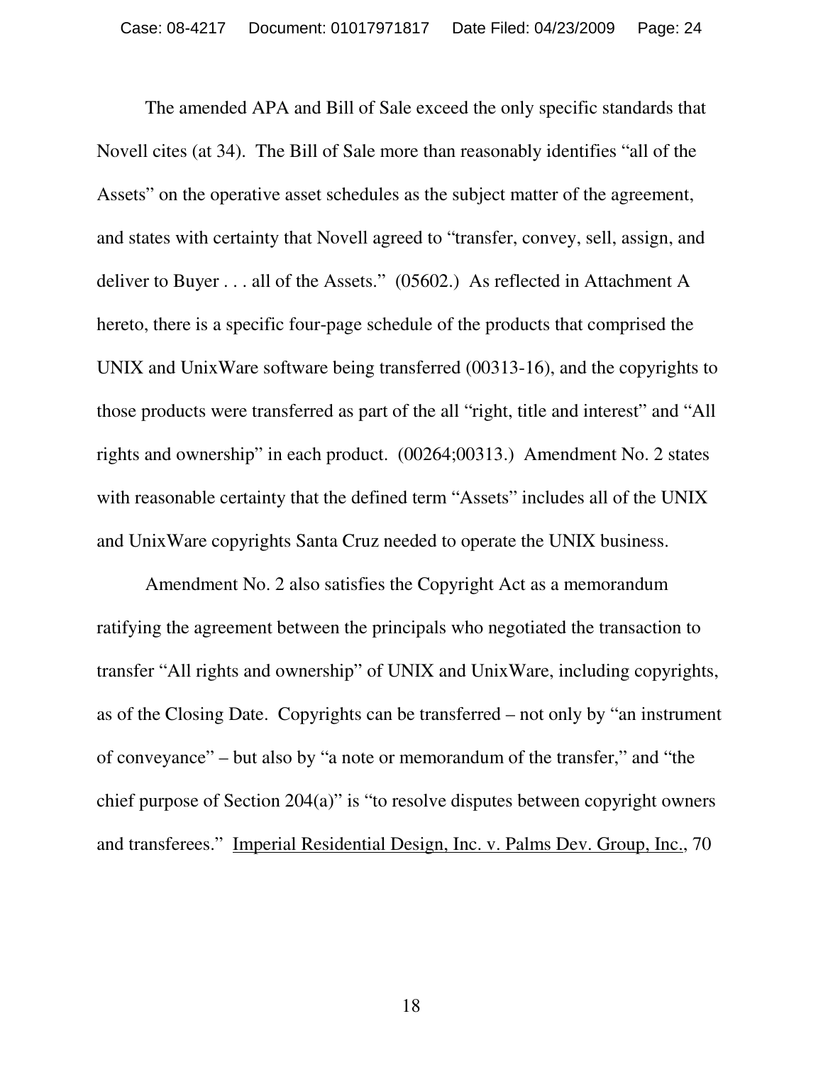The amended APA and Bill of Sale exceed the only specific standards that Novell cites (at 34). The Bill of Sale more than reasonably identifies "all of the Assets" on the operative asset schedules as the subject matter of the agreement, and states with certainty that Novell agreed to "transfer, convey, sell, assign, and deliver to Buyer . . . all of the Assets." (05602.) As reflected in Attachment A hereto, there is a specific four-page schedule of the products that comprised the UNIX and UnixWare software being transferred (00313-16), and the copyrights to those products were transferred as part of the all "right, title and interest" and "All rights and ownership" in each product. (00264;00313.) Amendment No. 2 states with reasonable certainty that the defined term "Assets" includes all of the UNIX and UnixWare copyrights Santa Cruz needed to operate the UNIX business.

Amendment No. 2 also satisfies the Copyright Act as a memorandum ratifying the agreement between the principals who negotiated the transaction to transfer "All rights and ownership" of UNIX and UnixWare, including copyrights, as of the Closing Date. Copyrights can be transferred – not only by "an instrument of conveyance" – but also by "a note or memorandum of the transfer," and "the chief purpose of Section 204(a)" is "to resolve disputes between copyright owners and transferees." Imperial Residential Design, Inc. v. Palms Dev. Group, Inc., 70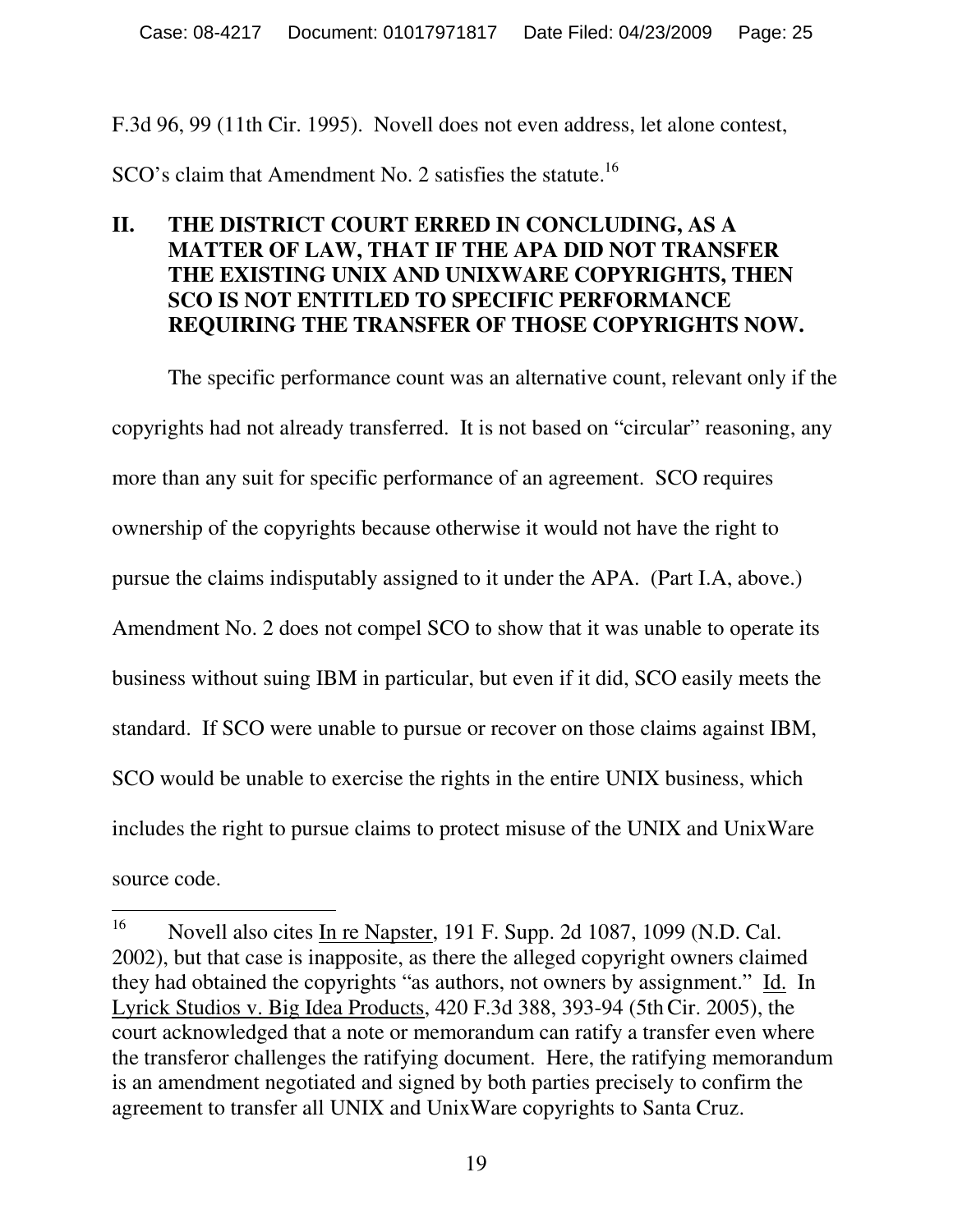F.3d 96, 99 (11th Cir. 1995). Novell does not even address, let alone contest, SCO's claim that Amendment No. 2 satisfies the statute.[16]

## II. THE DISTRICT COURT ERRED IN CONCLUDING, AS A MATTER OF LAW, THAT IF THE APA DID NOT TRANSFER THE EXISTING UNIX AND UNIXWARE COPYRIGHTS, THEN SCO IS NOT ENTITLED TO SPECIFIC PERFORMANCE REQUIRING THE TRANSFER OF THOSE COPYRIGHTS NOW.

The specific performance count was an alternative count, relevant only if the copyrights had not already transferred. It is not based on "circular" reasoning, any more than any suit for specific performance of an agreement. SCO requires ownership of the copyrights because otherwise it would not have the right to pursue the claims indisputably assigned to it under the APA. (Part I.A, above.) Amendment No. 2 does not compel SCO to show that it was unable to operate its business without suing IBM in particular, but even if it did, SCO easily meets the standard. If SCO were unable to pursue or recover on those claims against IBM, SCO would be unable to exercise the rights in the entire UNIX business, which includes the right to pursue claims to protect misuse of the UNIX and UnixWare source code.

---

[16] Novell also cites In re Napster, 191 F. Supp. 2d 1087, 1099 (N.D. Cal. 2002), but that case is inapposite, as there the alleged copyright owners claimed they had obtained the copyrights "as authors, not owners by assignment." Id. In Lyrick Studios v. Big Idea Products, 420 F.3d 388, 393-94 (5th Cir. 2005), the court acknowledged that a note or memorandum can ratify a transfer even where the transferor challenges the ratifying document. Here, the ratifying memorandum is an amendment negotiated and signed by both parties precisely to confirm the agreement to transfer all UNIX and UnixWare copyrights to Santa Cruz.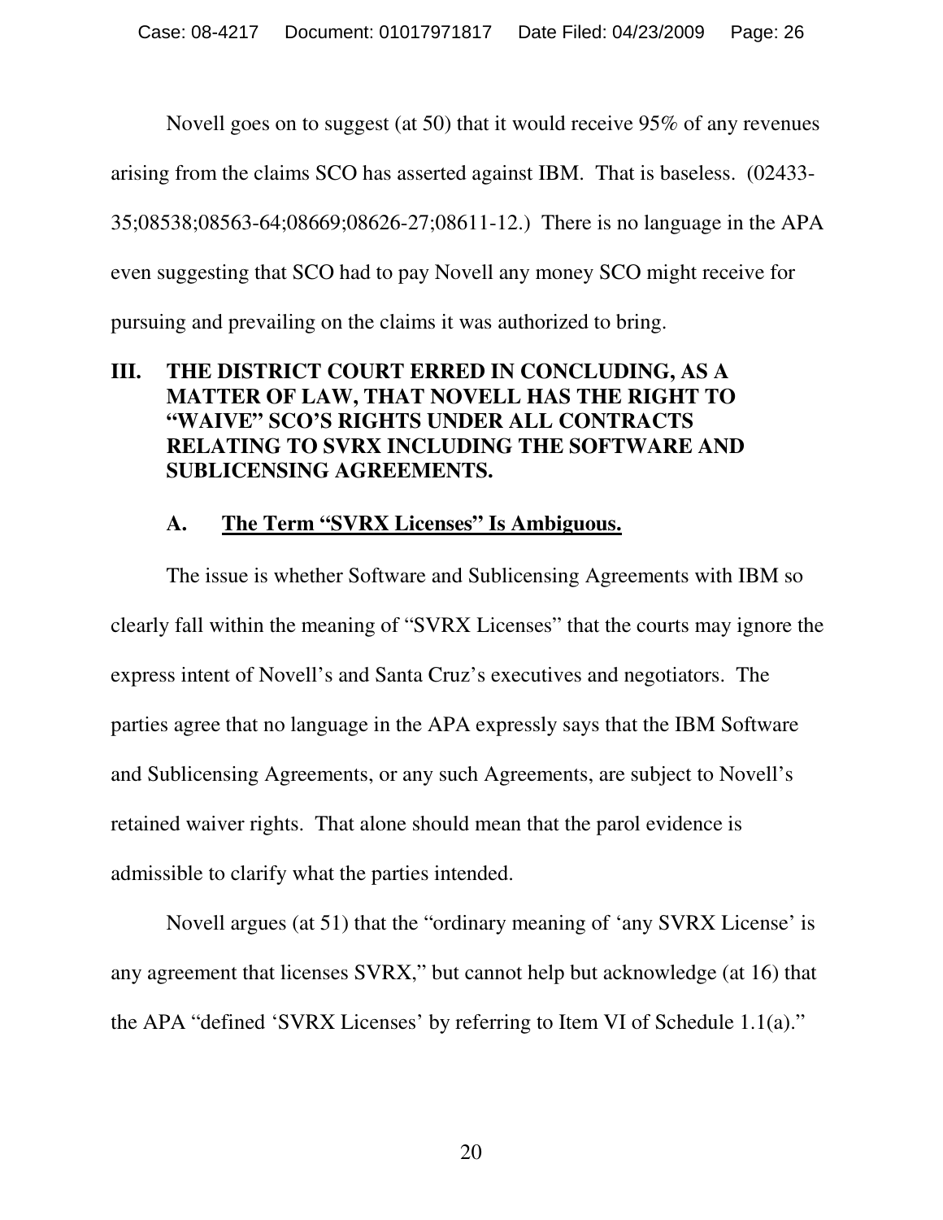Novell goes on to suggest (at 50) that it would receive 95% of any revenues arising from the claims SCO has asserted against IBM. That is baseless. (02433-35;08538;08563-64;08669;08626-27;08611-12.) There is no language in the APA even suggesting that SCO had to pay Novell any money SCO might receive for pursuing and prevailing on the claims it was authorized to bring.

## III. THE DISTRICT COURT ERRED IN CONCLUDING, AS A MATTER OF LAW, THAT NOVELL HAS THE RIGHT TO "WAIVE" SCO'S RIGHTS UNDER ALL CONTRACTS RELATING TO SVRX INCLUDING THE SOFTWARE AND SUBLICENSING AGREEMENTS.

### A. The Term "SVRX Licenses" Is Ambiguous.

The issue is whether Software and Sublicensing Agreements with IBM so clearly fall within the meaning of "SVRX Licenses" that the courts may ignore the express intent of Novell's and Santa Cruz's executives and negotiators. The parties agree that no language in the APA expressly says that the IBM Software and Sublicensing Agreements, or any such Agreements, are subject to Novell's retained waiver rights. That alone should mean that the parol evidence is admissible to clarify what the parties intended.

Novell argues (at 51) that the "ordinary meaning of 'any SVRX License' is any agreement that licenses SVRX," but cannot help but acknowledge (at 16) that the APA "defined 'SVRX Licenses' by referring to Item VI of Schedule 1.1(a)."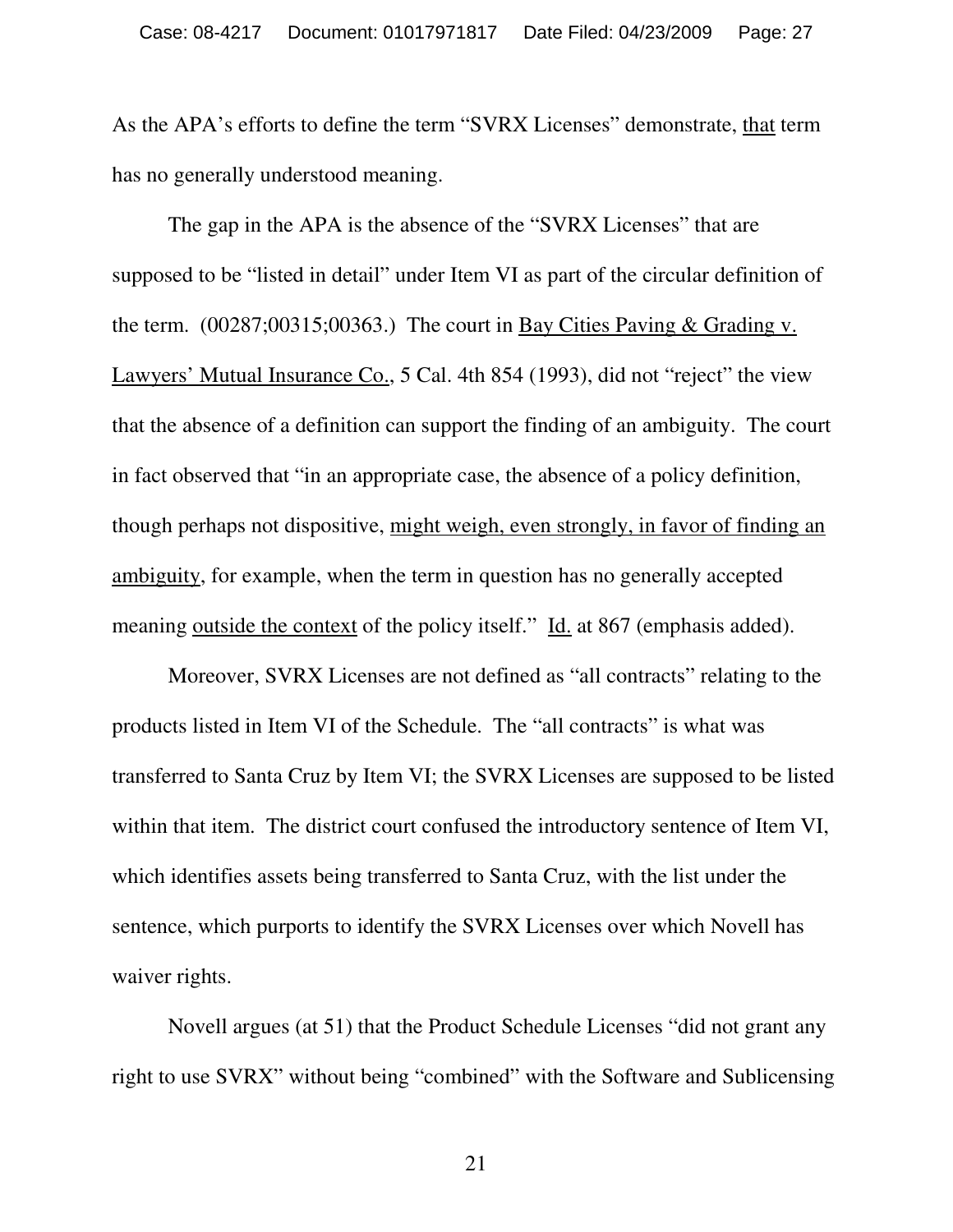As the APA's efforts to define the term "SVRX Licenses" demonstrate, <u>that</u> term has no generally understood meaning.

The gap in the APA is the absence of the "SVRX Licenses" that are supposed to be "listed in detail" under Item VI as part of the circular definition of the term. (00287;00315;00363.) The court in <u>Bay Cities Paving & Grading v. Lawyers' Mutual Insurance Co.</u>, 5 Cal. 4th 854 (1993), did not "reject" the view that the absence of a definition can support the finding of an ambiguity. The court in fact observed that "in an appropriate case, the absence of a policy definition, though perhaps not dispositive, <u>might weigh, even strongly, in favor of finding an ambiguity</u>, for example, when the term in question has no generally accepted meaning <u>outside the context</u> of the policy itself." <u>Id.</u> at 867 (emphasis added).

Moreover, SVRX Licenses are not defined as "all contracts" relating to the products listed in Item VI of the Schedule. The "all contracts" is what was transferred to Santa Cruz by Item VI; the SVRX Licenses are supposed to be listed within that item. The district court confused the introductory sentence of Item VI, which identifies assets being transferred to Santa Cruz, with the list under the sentence, which purports to identify the SVRX Licenses over which Novell has waiver rights.

Novell argues (at 51) that the Product Schedule Licenses "did not grant any right to use SVRX" without being "combined" with the Software and Sublicensing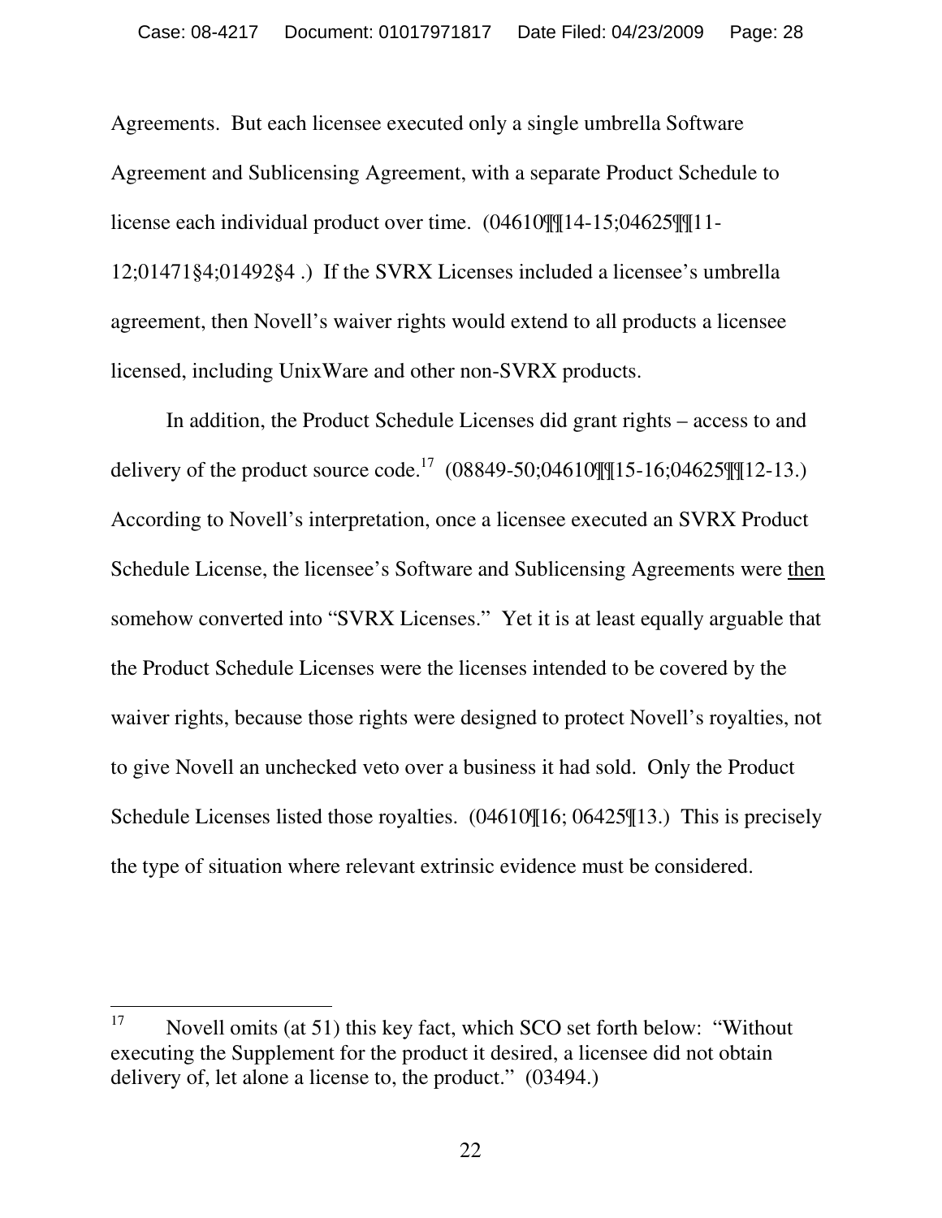Agreements. But each licensee executed only a single umbrella Software Agreement and Sublicensing Agreement, with a separate Product Schedule to license each individual product over time. (04610¶¶14-15;04625¶¶11-12;01471§4;01492§4 .) If the SVRX Licenses included a licensee's umbrella agreement, then Novell's waiver rights would extend to all products a licensee licensed, including UnixWare and other non-SVRX products.

In addition, the Product Schedule Licenses did grant rights – access to and delivery of the product source code.[17] (08849-50;04610¶¶15-16;04625¶¶12-13.) According to Novell's interpretation, once a licensee executed an SVRX Product Schedule License, the licensee's Software and Sublicensing Agreements were <u>then</u> somehow converted into "SVRX Licenses." Yet it is at least equally arguable that the Product Schedule Licenses were the licenses intended to be covered by the waiver rights, because those rights were designed to protect Novell's royalties, not to give Novell an unchecked veto over a business it had sold. Only the Product Schedule Licenses listed those royalties. (04610¶16; 06425¶13.) This is precisely the type of situation where relevant extrinsic evidence must be considered.

---

[17] Novell omits (at 51) this key fact, which SCO set forth below: "Without executing the Supplement for the product it desired, a licensee did not obtain delivery of, let alone a license to, the product." (03494.)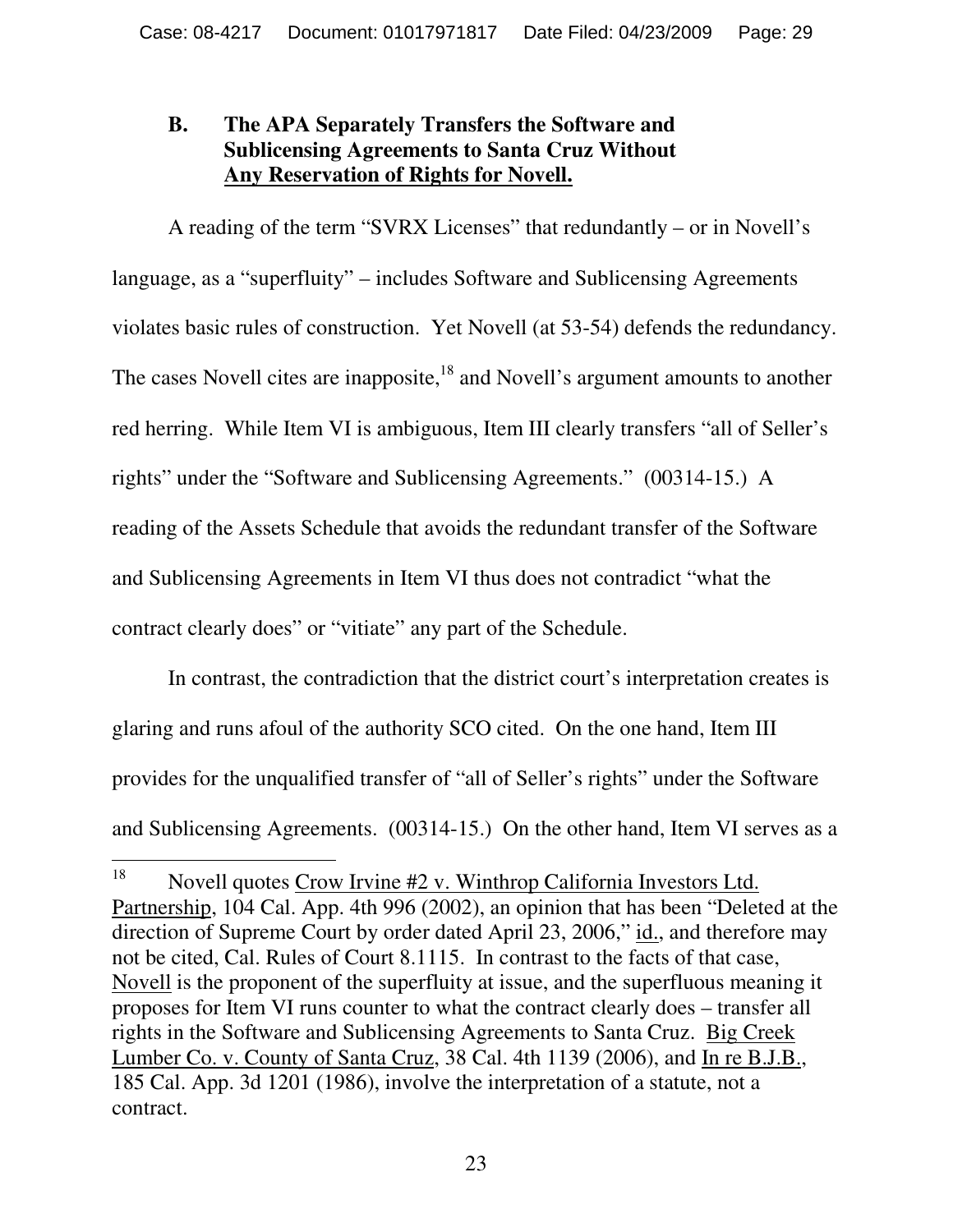## B. The APA Separately Transfers the Software and Sublicensing Agreements to Santa Cruz Without <u>Any Reservation of Rights for Novell.</u>

A reading of the term "SVRX Licenses" that redundantly – or in Novell's language, as a "superfluity" – includes Software and Sublicensing Agreements violates basic rules of construction. Yet Novell (at 53-54) defends the redundancy. The cases Novell cites are inapposite,[18] and Novell's argument amounts to another red herring. While Item VI is ambiguous, Item III clearly transfers "all of Seller's rights" under the "Software and Sublicensing Agreements." (00314-15.) A reading of the Assets Schedule that avoids the redundant transfer of the Software and Sublicensing Agreements in Item VI thus does not contradict "what the contract clearly does" or "vitiate" any part of the Schedule.

In contrast, the contradiction that the district court's interpretation creates is glaring and runs afoul of the authority SCO cited. On the one hand, Item III provides for the unqualified transfer of "all of Seller's rights" under the Software and Sublicensing Agreements. (00314-15.) On the other hand, Item VI serves as a

---

[18] Novell quotes <u>Crow Irvine #2 v. Winthrop California Investors Ltd. Partnership</u>, 104 Cal. App. 4th 996 (2002), an opinion that has been "Deleted at the direction of Supreme Court by order dated April 23, 2006," <u>id.</u>, and therefore may not be cited, Cal. Rules of Court 8.1115. In contrast to the facts of that case, <u>Novell</u> is the proponent of the superfluity at issue, and the superfluous meaning it proposes for Item VI runs counter to what the contract clearly does – transfer all rights in the Software and Sublicensing Agreements to Santa Cruz. <u>Big Creek Lumber Co. v. County of Santa Cruz</u>, 38 Cal. 4th 1139 (2006), and <u>In re B.J.B.</u>, 185 Cal. App. 3d 1201 (1986), involve the interpretation of a statute, not a contract.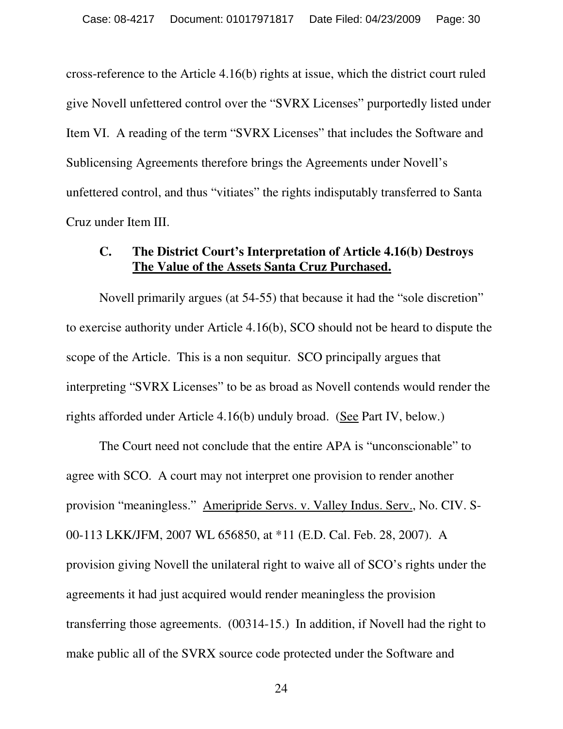cross-reference to the Article 4.16(b) rights at issue, which the district court ruled give Novell unfettered control over the "SVRX Licenses" purportedly listed under Item VI. A reading of the term "SVRX Licenses" that includes the Software and Sublicensing Agreements therefore brings the Agreements under Novell's unfettered control, and thus "vitiates" the rights indisputably transferred to Santa Cruz under Item III.

### C. The District Court's Interpretation of Article 4.16(b) Destroys The Value of the Assets Santa Cruz Purchased.

Novell primarily argues (at 54-55) that because it had the "sole discretion" to exercise authority under Article 4.16(b), SCO should not be heard to dispute the scope of the Article. This is a non sequitur. SCO principally argues that interpreting "SVRX Licenses" to be as broad as Novell contends would render the rights afforded under Article 4.16(b) unduly broad. (See Part IV, below.)

The Court need not conclude that the entire APA is "unconscionable" to agree with SCO. A court may not interpret one provision to render another provision "meaningless." Ameripride Servs. v. Valley Indus. Serv., No. CIV. S-00-113 LKK/JFM, 2007 WL 656850, at *11 (E.D. Cal. Feb. 28, 2007). A provision giving Novell the unilateral right to waive all of SCO's rights under the agreements it had just acquired would render meaningless the provision transferring those agreements. (00314-15.) In addition, if Novell had the right to make public all of the SVRX source code protected under the Software and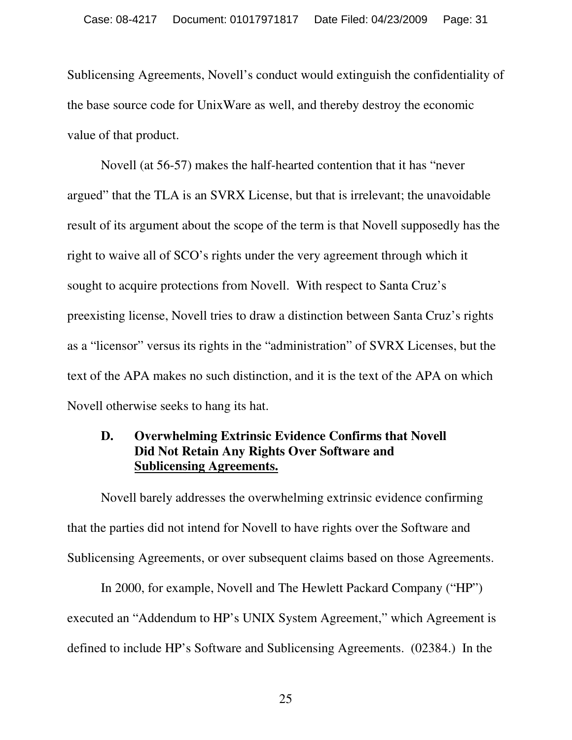Sublicensing Agreements, Novell's conduct would extinguish the confidentiality of the base source code for UnixWare as well, and thereby destroy the economic value of that product.

Novell (at 56-57) makes the half-hearted contention that it has "never argued" that the TLA is an SVRX License, but that is irrelevant; the unavoidable result of its argument about the scope of the term is that Novell supposedly has the right to waive all of SCO's rights under the very agreement through which it sought to acquire protections from Novell. With respect to Santa Cruz's preexisting license, Novell tries to draw a distinction between Santa Cruz's rights as a "licensor" versus its rights in the "administration" of SVRX Licenses, but the text of the APA makes no such distinction, and it is the text of the APA on which Novell otherwise seeks to hang its hat.

### D. Overwhelming Extrinsic Evidence Confirms that Novell Did Not Retain Any Rights Over Software and Sublicensing Agreements.

Novell barely addresses the overwhelming extrinsic evidence confirming that the parties did not intend for Novell to have rights over the Software and Sublicensing Agreements, or over subsequent claims based on those Agreements.

In 2000, for example, Novell and The Hewlett Packard Company ("HP") executed an "Addendum to HP's UNIX System Agreement," which Agreement is defined to include HP's Software and Sublicensing Agreements. (02384.) In the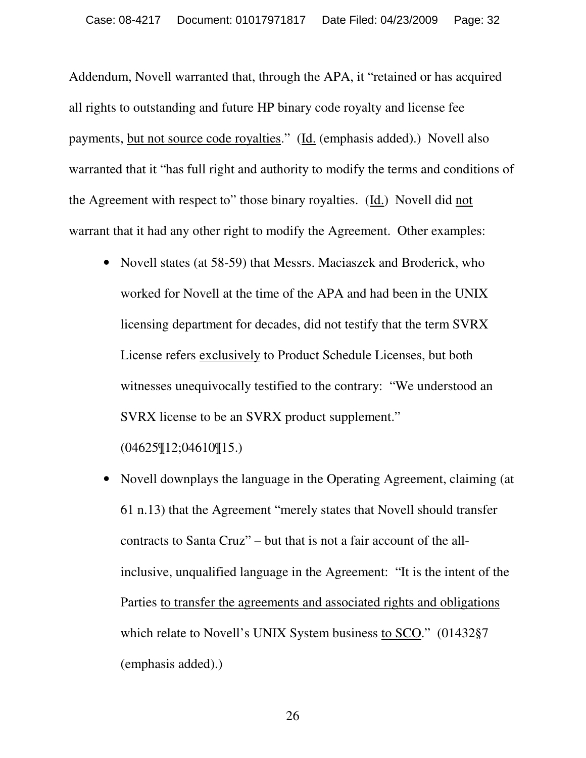Addendum, Novell warranted that, through the APA, it "retained or has acquired all rights to outstanding and future HP binary code royalty and license fee payments, <u>but not source code royalties</u>." (<u>Id.</u> (emphasis added).) Novell also warranted that it "has full right and authority to modify the terms and conditions of the Agreement with respect to" those binary royalties. (<u>Id.</u>) Novell did <u>not</u> warrant that it had any other right to modify the Agreement. Other examples:

- Novell states (at 58-59) that Messrs. Maciaszek and Broderick, who worked for Novell at the time of the APA and had been in the UNIX licensing department for decades, did not testify that the term SVRX License refers <u>exclusively</u> to Product Schedule Licenses, but both witnesses unequivocally testified to the contrary: "We understood an SVRX license to be an SVRX product supplement." (04625¶12;04610¶15.)

- Novell downplays the language in the Operating Agreement, claiming (at 61 n.13) that the Agreement "merely states that Novell should transfer contracts to Santa Cruz" – but that is not a fair account of the all-inclusive, unqualified language in the Agreement: "It is the intent of the Parties <u>to transfer the agreements and associated rights and obligations</u> which relate to Novell's UNIX System business <u>to SCO</u>." (01432§7 (emphasis added).)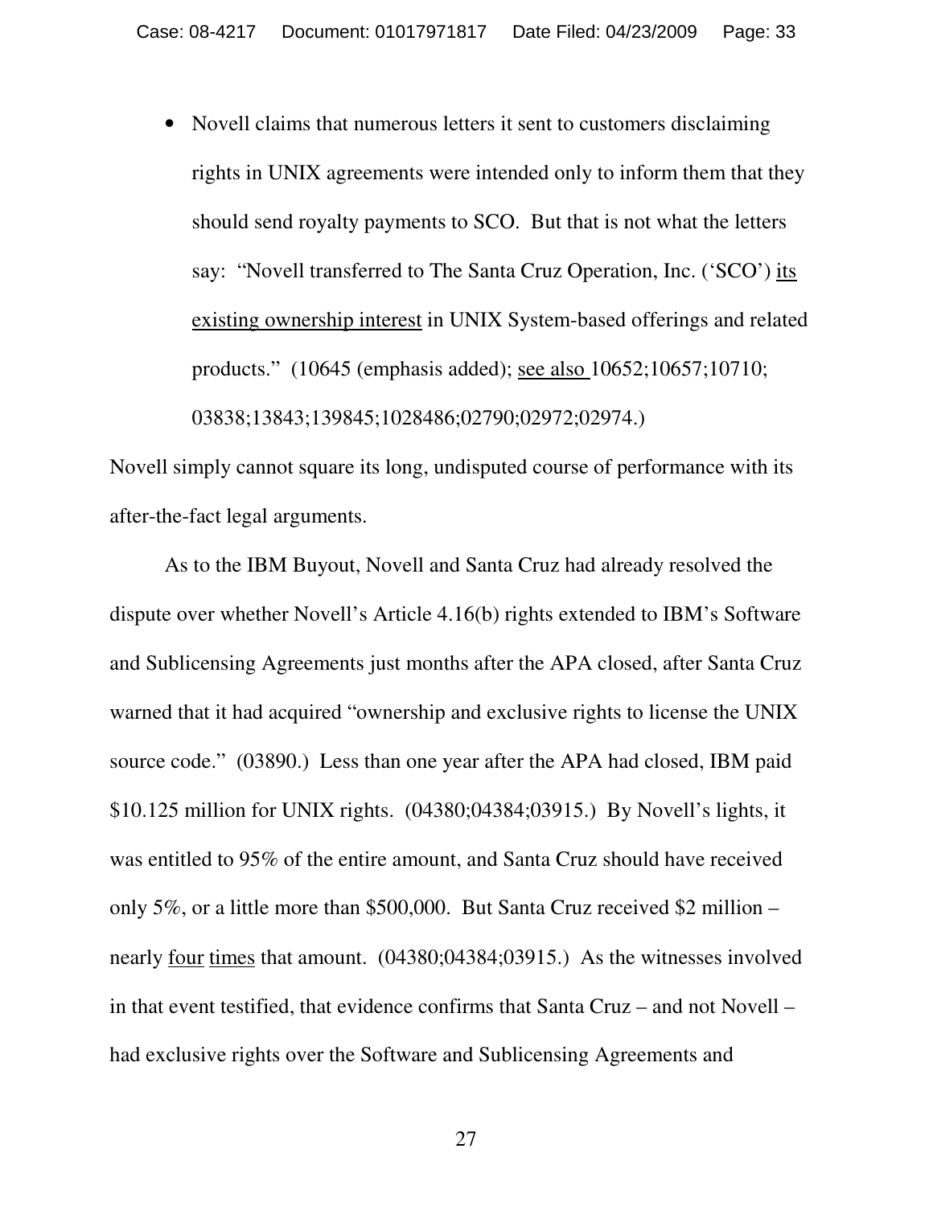- Novell claims that numerous letters it sent to customers disclaiming rights in UNIX agreements were intended only to inform them that they should send royalty payments to SCO. But that is not what the letters say: "Novell transferred to The Santa Cruz Operation, Inc. ('SCO') <u>its existing ownership interest</u> in UNIX System-based offerings and related products." (10645 (emphasis added); <u>see also</u> 10652;10657;10710; 03838;13843;139845;1028486;02790;02972;02974.)

Novell simply cannot square its long, undisputed course of performance with its after-the-fact legal arguments.

As to the IBM Buyout, Novell and Santa Cruz had already resolved the dispute over whether Novell's Article 4.16(b) rights extended to IBM's Software and Sublicensing Agreements just months after the APA closed, after Santa Cruz warned that it had acquired "ownership and exclusive rights to license the UNIX source code." (03890.) Less than one year after the APA had closed, IBM paid \$10.125 million for UNIX rights. (04380;04384;03915.) By Novell's lights, it was entitled to 95% of the entire amount, and Santa Cruz should have received only 5%, or a little more than \$500,000. But Santa Cruz received \$2 million – nearly <u>four</u> <u>times</u> that amount. (04380;04384;03915.) As the witnesses involved in that event testified, that evidence confirms that Santa Cruz – and not Novell – had exclusive rights over the Software and Sublicensing Agreements and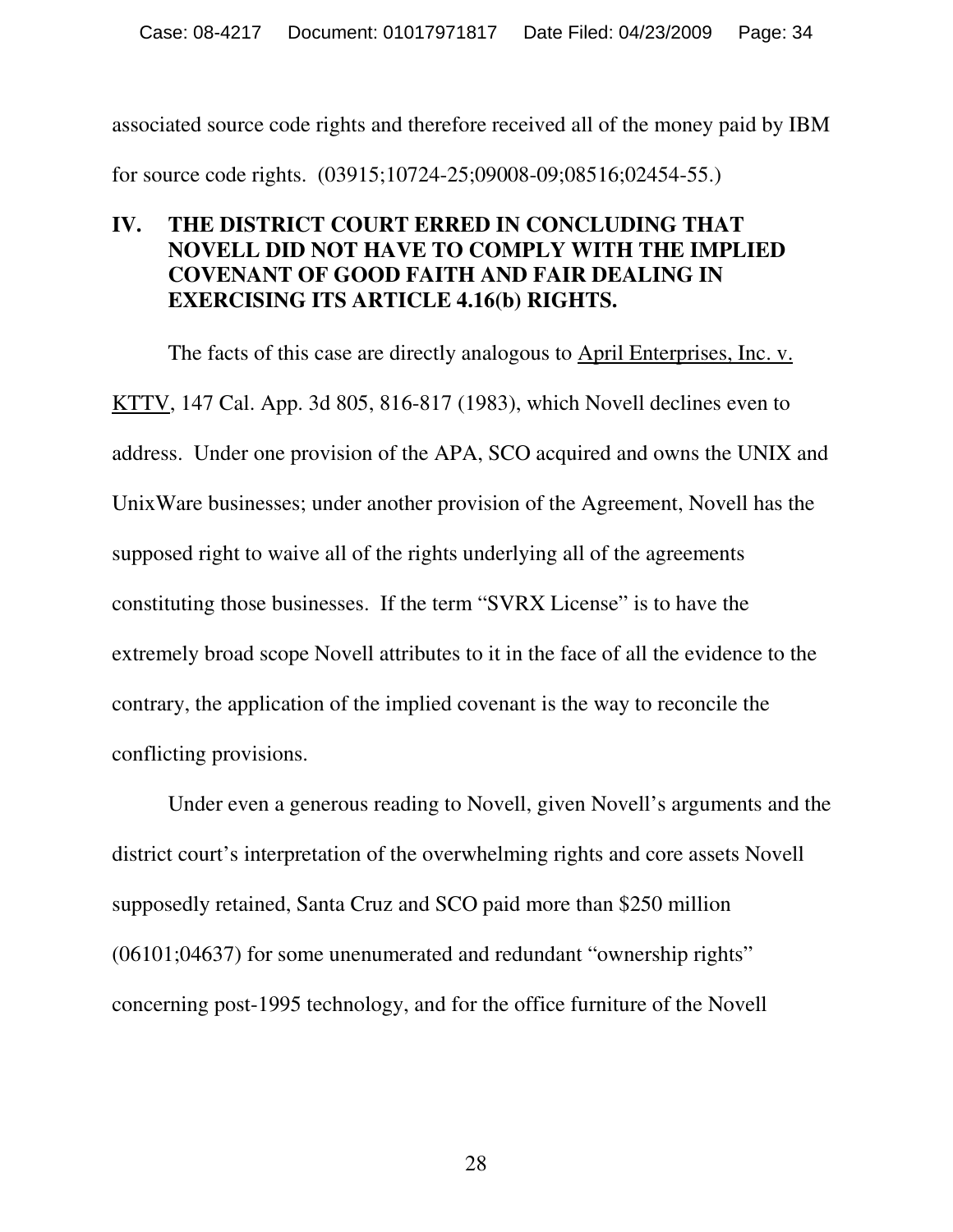associated source code rights and therefore received all of the money paid by IBM for source code rights. (03915;10724-25;09008-09;08516;02454-55.)

## IV. THE DISTRICT COURT ERRED IN CONCLUDING THAT NOVELL DID NOT HAVE TO COMPLY WITH THE IMPLIED COVENANT OF GOOD FAITH AND FAIR DEALING IN EXERCISING ITS ARTICLE 4.16(b) RIGHTS.

The facts of this case are directly analogous to April Enterprises, Inc. v. KTTV, 147 Cal. App. 3d 805, 816-817 (1983), which Novell declines even to address. Under one provision of the APA, SCO acquired and owns the UNIX and UnixWare businesses; under another provision of the Agreement, Novell has the supposed right to waive all of the rights underlying all of the agreements constituting those businesses. If the term "SVRX License" is to have the extremely broad scope Novell attributes to it in the face of all the evidence to the contrary, the application of the implied covenant is the way to reconcile the conflicting provisions.

Under even a generous reading to Novell, given Novell's arguments and the district court's interpretation of the overwhelming rights and core assets Novell supposedly retained, Santa Cruz and SCO paid more than $250 million (06101;04637) for some unenumerated and redundant "ownership rights" concerning post-1995 technology, and for the office furniture of the Novell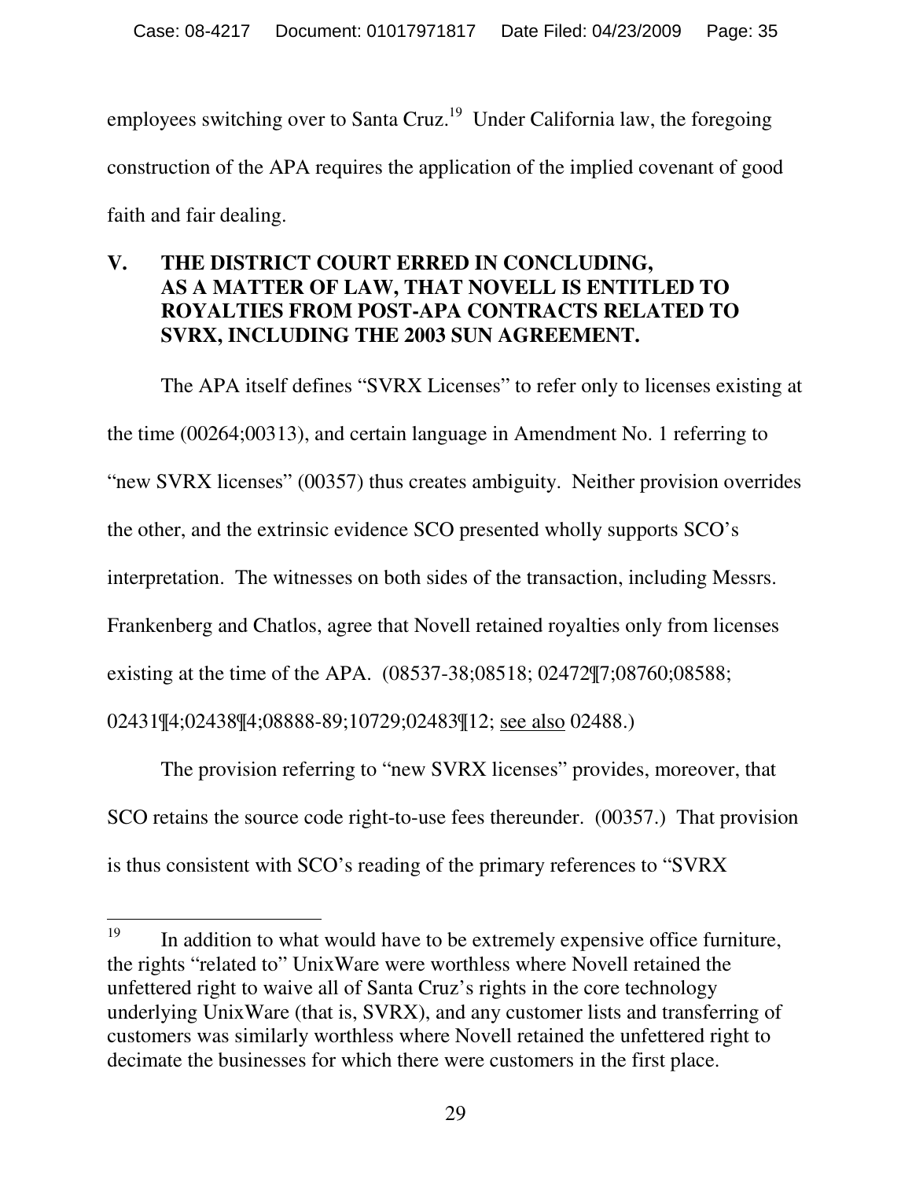employees switching over to Santa Cruz.[19] Under California law, the foregoing construction of the APA requires the application of the implied covenant of good faith and fair dealing.

## V. THE DISTRICT COURT ERRED IN CONCLUDING, AS A MATTER OF LAW, THAT NOVELL IS ENTITLED TO ROYALTIES FROM POST-APA CONTRACTS RELATED TO SVRX, INCLUDING THE 2003 SUN AGREEMENT.

The APA itself defines "SVRX Licenses" to refer only to licenses existing at the time (00264;00313), and certain language in Amendment No. 1 referring to "new SVRX licenses" (00357) thus creates ambiguity. Neither provision overrides the other, and the extrinsic evidence SCO presented wholly supports SCO's interpretation. The witnesses on both sides of the transaction, including Messrs. Frankenberg and Chatlos, agree that Novell retained royalties only from licenses existing at the time of the APA. (08537-38;08518; 02472¶7;08760;08588; 02431¶4;02438¶4;08888-89;10729;02483¶12; see also 02488.)

The provision referring to "new SVRX licenses" provides, moreover, that SCO retains the source code right-to-use fees thereunder. (00357.) That provision is thus consistent with SCO's reading of the primary references to "SVRX

---

[19] In addition to what would have to be extremely expensive office furniture, the rights "related to" UnixWare were worthless where Novell retained the unfettered right to waive all of Santa Cruz's rights in the core technology underlying UnixWare (that is, SVRX), and any customer lists and transferring of customers was similarly worthless where Novell retained the unfettered right to decimate the businesses for which there were customers in the first place.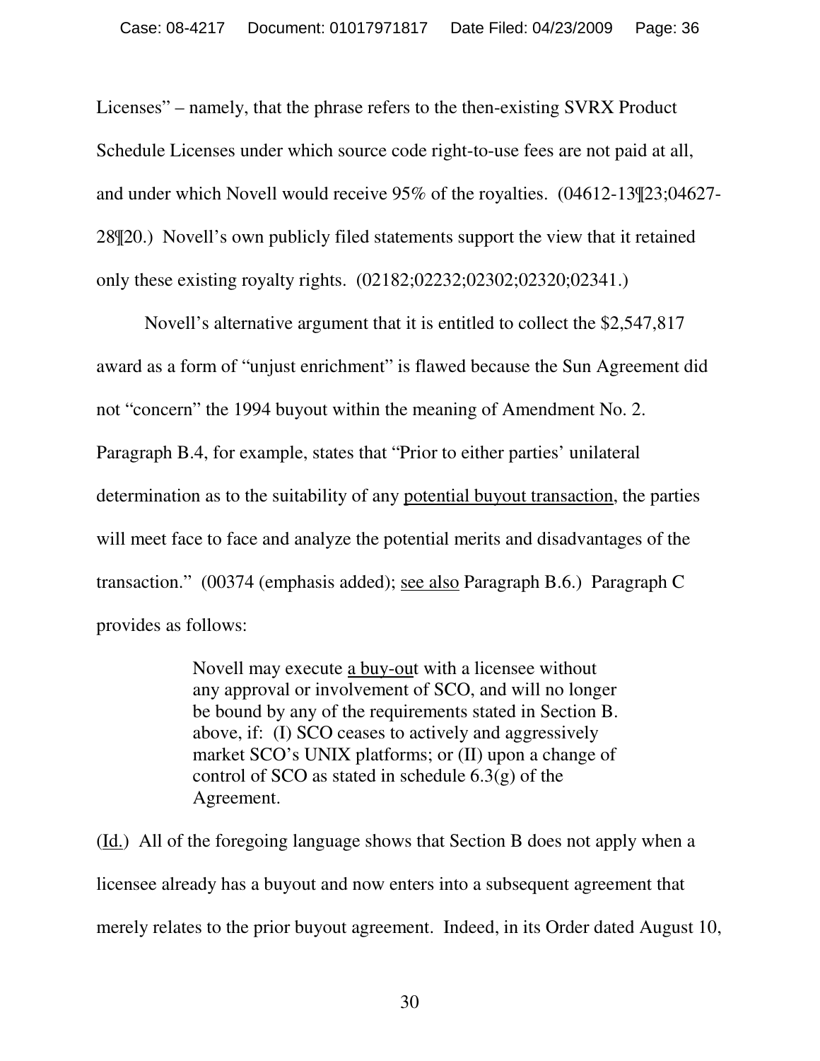Licenses" – namely, that the phrase refers to the then-existing SVRX Product Schedule Licenses under which source code right-to-use fees are not paid at all, and under which Novell would receive 95% of the royalties. (04612-13¶23;04627-28¶20.) Novell's own publicly filed statements support the view that it retained only these existing royalty rights. (02182;02232;02302;02320;02341.)

Novell's alternative argument that it is entitled to collect the $2,547,817 award as a form of "unjust enrichment" is flawed because the Sun Agreement did not "concern" the 1994 buyout within the meaning of Amendment No. 2. Paragraph B.4, for example, states that "Prior to either parties' unilateral determination as to the suitability of any <u>potential buyout transaction</u>, the parties will meet face to face and analyze the potential merits and disadvantages of the transaction." (00374 (emphasis added); <u>see also</u> Paragraph B.6.) Paragraph C provides as follows:

> Novell may execute <u>a buy-out</u> with a licensee without any approval or involvement of SCO, and will no longer be bound by any of the requirements stated in Section B. above, if: (I) SCO ceases to actively and aggressively market SCO's UNIX platforms; or (II) upon a change of control of SCO as stated in schedule 6.3(g) of the Agreement.

(<u>Id.</u>) All of the foregoing language shows that Section B does not apply when a licensee already has a buyout and now enters into a subsequent agreement that merely relates to the prior buyout agreement. Indeed, in its Order dated August 10,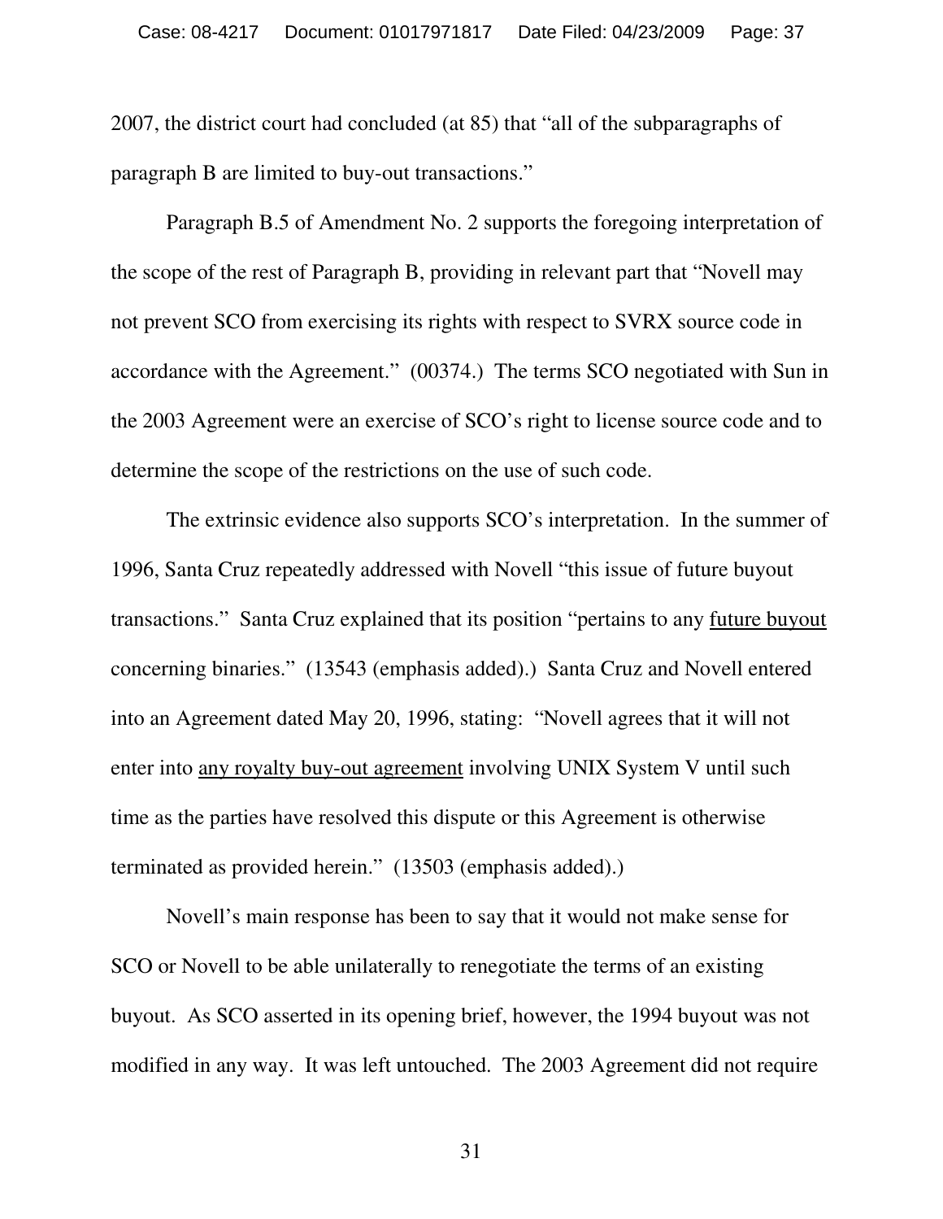2007, the district court had concluded (at 85) that "all of the subparagraphs of paragraph B are limited to buy-out transactions."

Paragraph B.5 of Amendment No. 2 supports the foregoing interpretation of the scope of the rest of Paragraph B, providing in relevant part that "Novell may not prevent SCO from exercising its rights with respect to SVRX source code in accordance with the Agreement." (00374.) The terms SCO negotiated with Sun in the 2003 Agreement were an exercise of SCO's right to license source code and to determine the scope of the restrictions on the use of such code.

The extrinsic evidence also supports SCO's interpretation. In the summer of 1996, Santa Cruz repeatedly addressed with Novell "this issue of future buyout transactions." Santa Cruz explained that its position "pertains to any <u>future buyout</u> concerning binaries." (13543 (emphasis added).) Santa Cruz and Novell entered into an Agreement dated May 20, 1996, stating: "Novell agrees that it will not enter into <u>any royalty buy-out agreement</u> involving UNIX System V until such time as the parties have resolved this dispute or this Agreement is otherwise terminated as provided herein." (13503 (emphasis added).)

Novell's main response has been to say that it would not make sense for SCO or Novell to be able unilaterally to renegotiate the terms of an existing buyout. As SCO asserted in its opening brief, however, the 1994 buyout was not modified in any way. It was left untouched. The 2003 Agreement did not require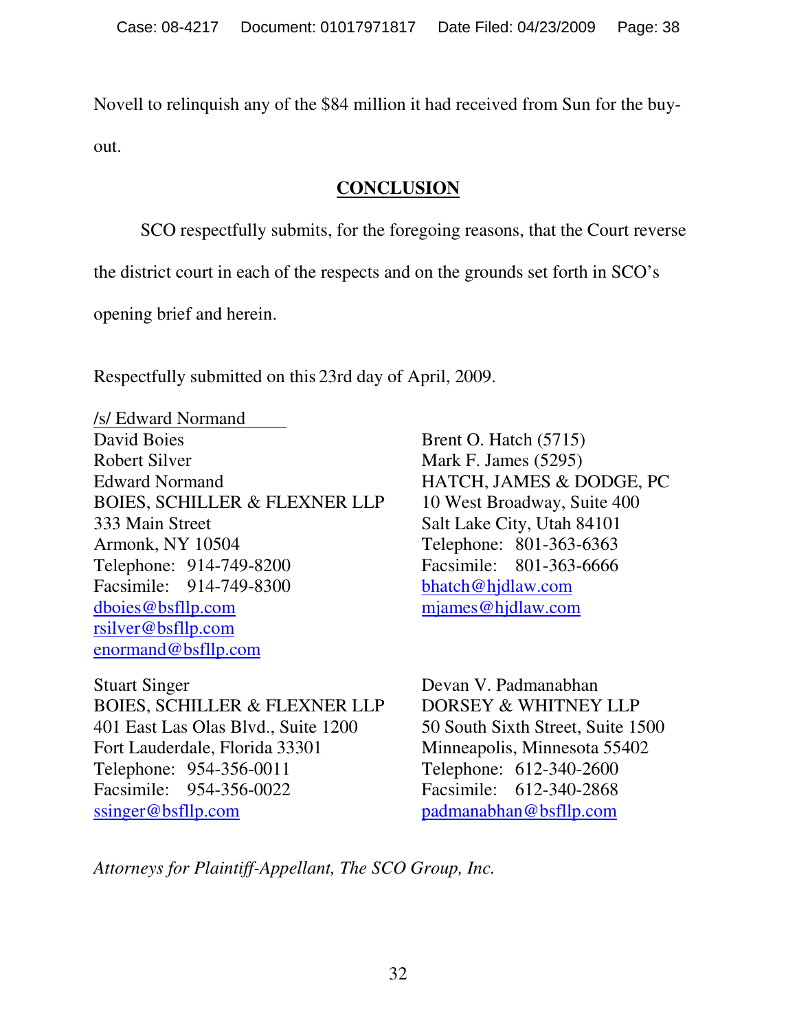Novell to relinquish any of the $84 million it had received from Sun for the buy-out.

## CONCLUSION

SCO respectfully submits, for the foregoing reasons, that the Court reverse the district court in each of the respects and on the grounds set forth in SCO's opening brief and herein.

Respectfully submitted on this 23rd day of April, 2009.

/s/ Edward Normand
David Boies
Robert Silver
Edward Normand
BOIES, SCHILLER & FLEXNER LLP
333 Main Street
Armonk, NY 10504
Telephone: 914-749-8200
Facsimile: 914-749-8300
dboies@bsfllp.com
rsilver@bsfllp.com
enormand@bsfllp.com

Brent O. Hatch (5715)
Mark F. James (5295)
HATCH, JAMES & DODGE, PC
10 West Broadway, Suite 400
Salt Lake City, Utah 84101
Telephone: 801-363-6363
Facsimile: 801-363-6666
bhatch@hjdlaw.com
mjames@hjdlaw.com

Stuart Singer
BOIES, SCHILLER & FLEXNER LLP
401 East Las Olas Blvd., Suite 1200
Fort Lauderdale, Florida 33301
Telephone: 954-356-0011
Facsimile: 954-356-0022
ssinger@bsfllp.com

Devan V. Padmanabhan
DORSEY & WHITNEY LLP
50 South Sixth Street, Suite 1500
Minneapolis, Minnesota 55402
Telephone: 612-340-2600
Facsimile: 612-340-2868
padmanabhan@bsfllp.com

*Attorneys for Plaintiff-Appellant, The SCO Group, Inc.*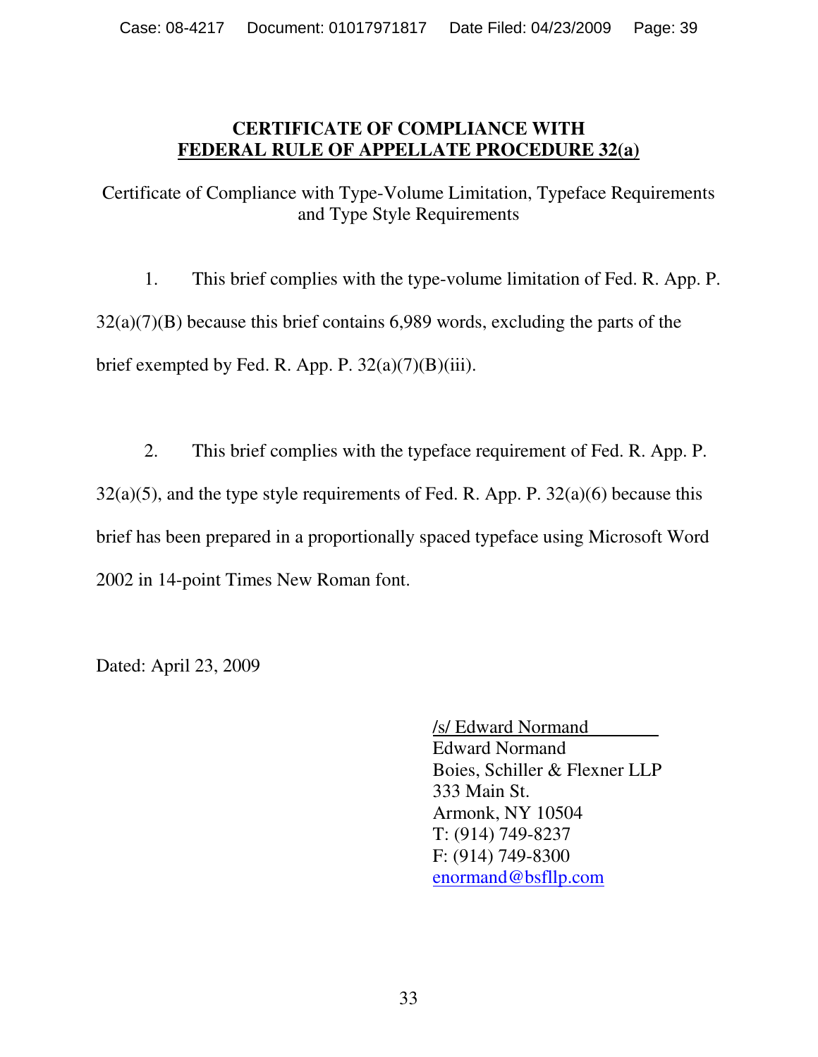# CERTIFICATE OF COMPLIANCE WITH FEDERAL RULE OF APPELLATE PROCEDURE 32(a)

Certificate of Compliance with Type-Volume Limitation, Typeface Requirements and Type Style Requirements

1. This brief complies with the type-volume limitation of Fed. R. App. P. 32(a)(7)(B) because this brief contains 6,989 words, excluding the parts of the brief exempted by Fed. R. App. P. 32(a)(7)(B)(iii).

2. This brief complies with the typeface requirement of Fed. R. App. P. 32(a)(5), and the type style requirements of Fed. R. App. P. 32(a)(6) because this brief has been prepared in a proportionally spaced typeface using Microsoft Word 2002 in 14-point Times New Roman font.

Dated: April 23, 2009

/s/ Edward Normand
Edward Normand
Boies, Schiller & Flexner LLP
333 Main St.
Armonk, NY 10504
T: (914) 749-8237
F: (914) 749-8300
enormand@bsfllp.com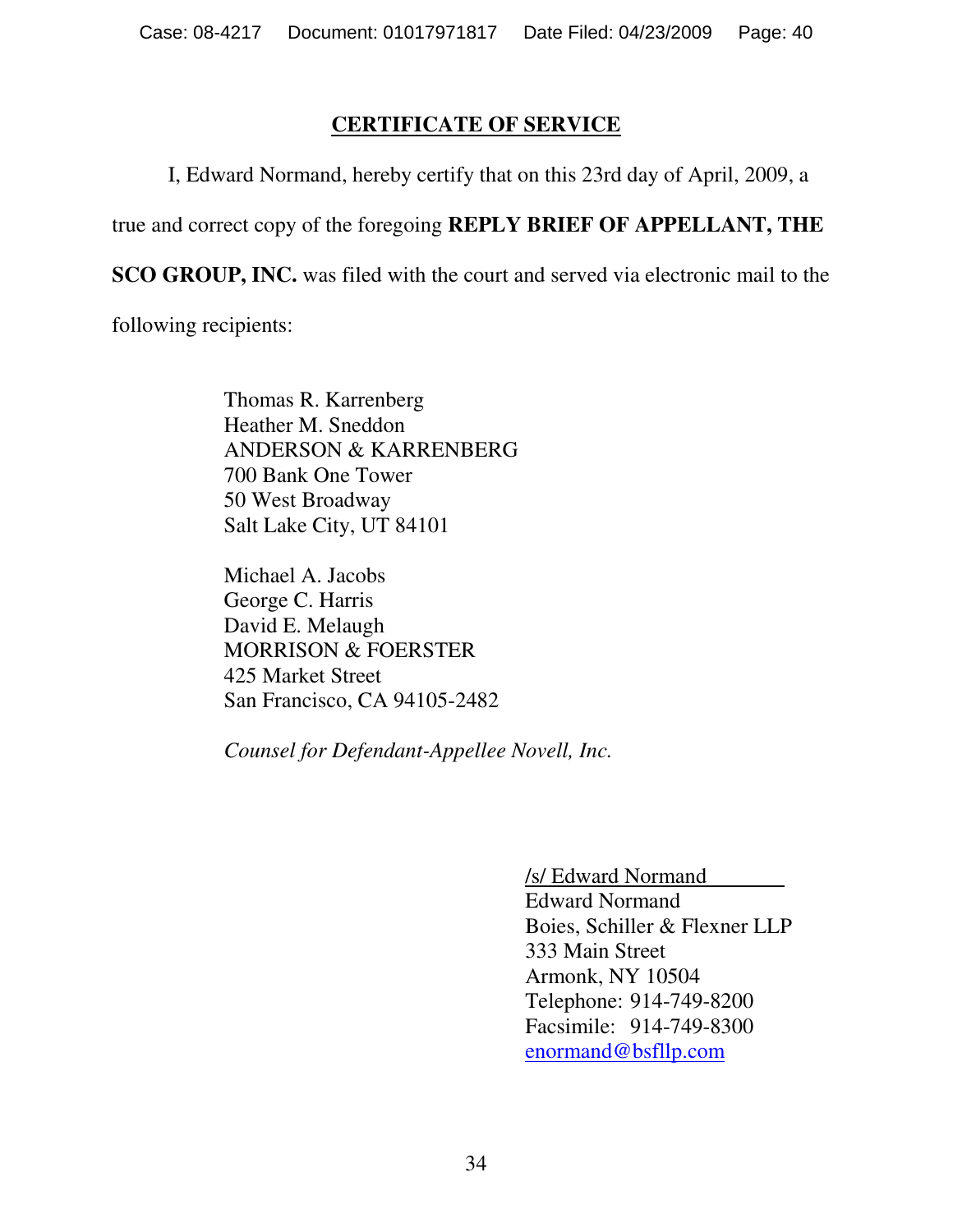## CERTIFICATE OF SERVICE

I, Edward Normand, hereby certify that on this 23rd day of April, 2009, a true and correct copy of the foregoing **REPLY BRIEF OF APPELLANT, THE SCO GROUP, INC.** was filed with the court and served via electronic mail to the following recipients:

Thomas R. Karrenberg
Heather M. Sneddon
ANDERSON & KARRENBERG
700 Bank One Tower
50 West Broadway
Salt Lake City, UT 84101

Michael A. Jacobs
George C. Harris
David E. Melaugh
MORRISON & FOERSTER
425 Market Street
San Francisco, CA 94105-2482

*Counsel for Defendant-Appellee Novell, Inc.*

/s/ Edward Normand
Edward Normand
Boies, Schiller & Flexner LLP
333 Main Street
Armonk, NY 10504
Telephone: 914-749-8200
Facsimile: 914-749-8300
enormand@bsfllp.com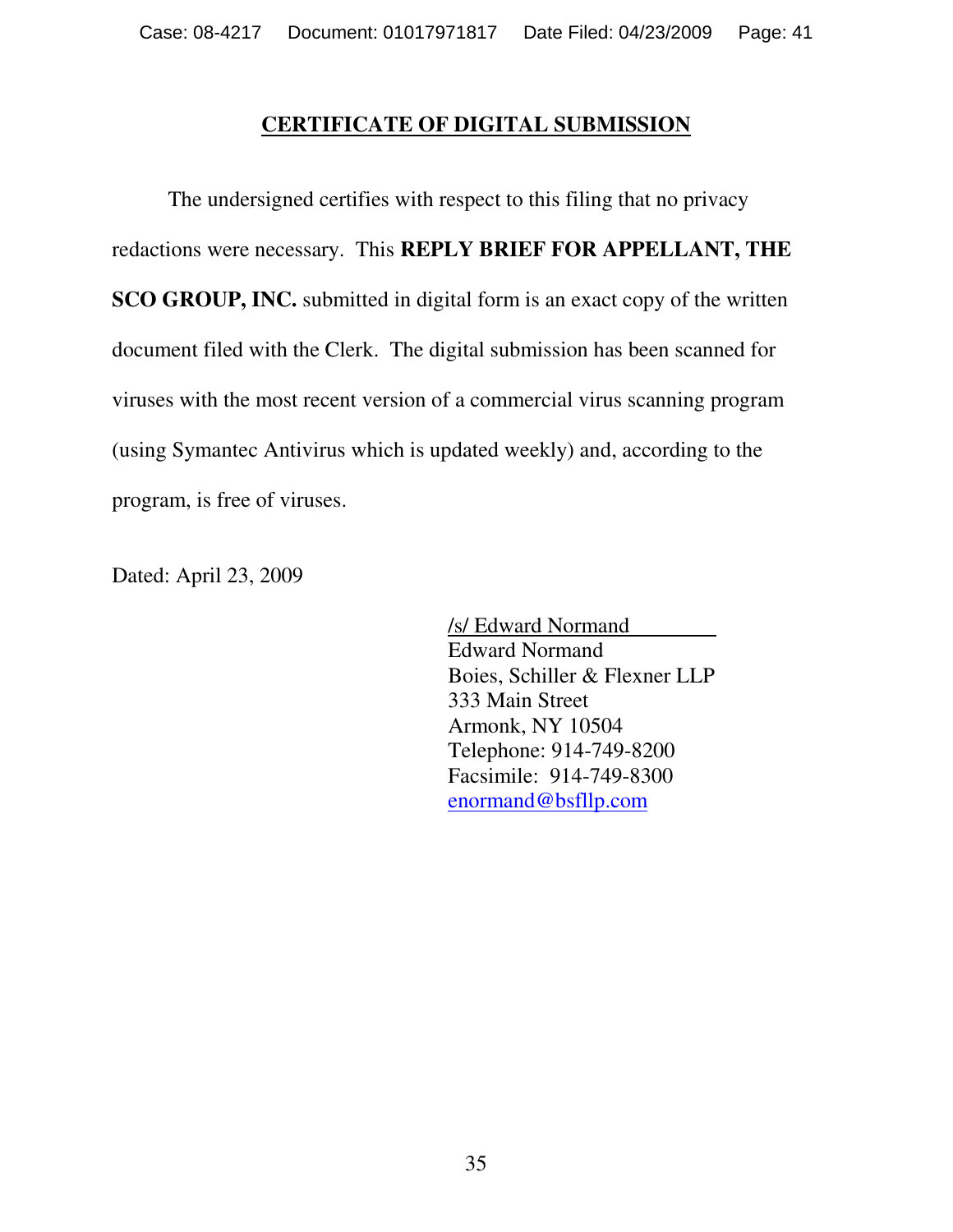## CERTIFICATE OF DIGITAL SUBMISSION

The undersigned certifies with respect to this filing that no privacy redactions were necessary. This **REPLY BRIEF FOR APPELLANT, THE SCO GROUP, INC.** submitted in digital form is an exact copy of the written document filed with the Clerk. The digital submission has been scanned for viruses with the most recent version of a commercial virus scanning program (using Symantec Antivirus which is updated weekly) and, according to the program, is free of viruses.

Dated: April 23, 2009

/s/ Edward Normand
Edward Normand
Boies, Schiller & Flexner LLP
333 Main Street
Armonk, NY 10504
Telephone: 914-749-8200
Facsimile: 914-749-8300
enormand@bsfllp.com